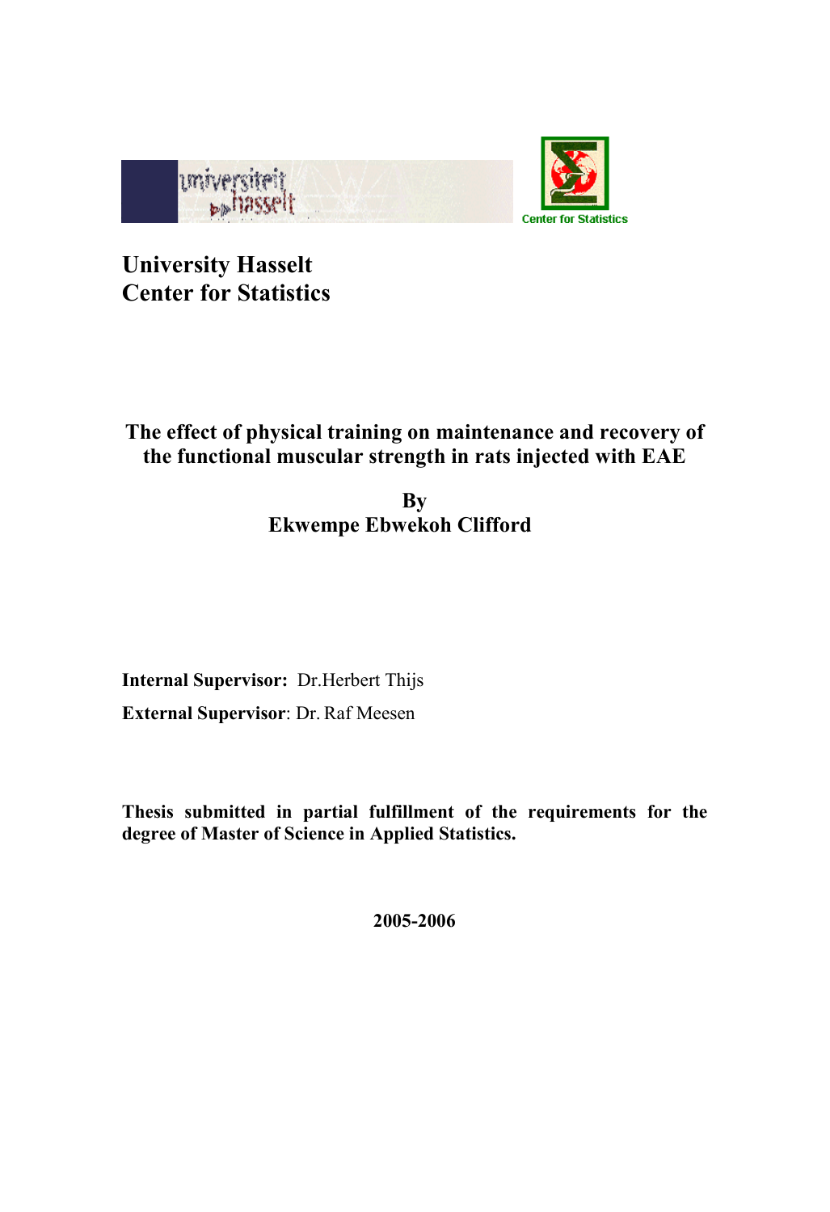# University Hasselt
# Center for Statistics

**The effect of physical training on maintenance and recovery of the functional muscular strength in rats injected with EAE**

**By**
**Ekwempe Ebwekoh Clifford**

**Internal Supervisor:** Dr.Herbert Thijs

**External Supervisor**: Dr. Raf Meesen

**Thesis submitted in partial fulfillment of the requirements for the degree of Master of Science in Applied Statistics.**

**2005-2006**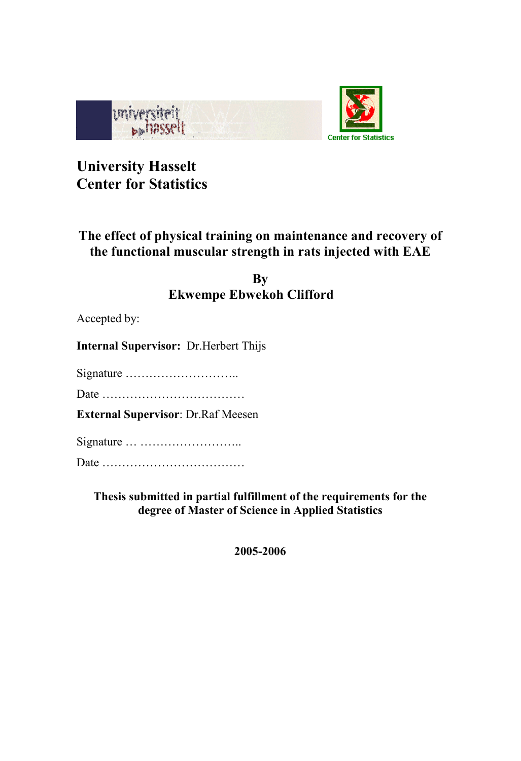# University Hasselt
# Center for Statistics

**The effect of physical training on maintenance and recovery of the functional muscular strength in rats injected with EAE**

**By**
**Ekwempe Ebwekoh Clifford**

Accepted by:

**Internal Supervisor:** Dr.Herbert Thijs

Signature ………………………..

Date ………………………………

**External Supervisor**: Dr.Raf Meesen

Signature … ……………………..

Date ………………………………

**Thesis submitted in partial fulfillment of the requirements for the degree of Master of Science in Applied Statistics**

**2005-2006**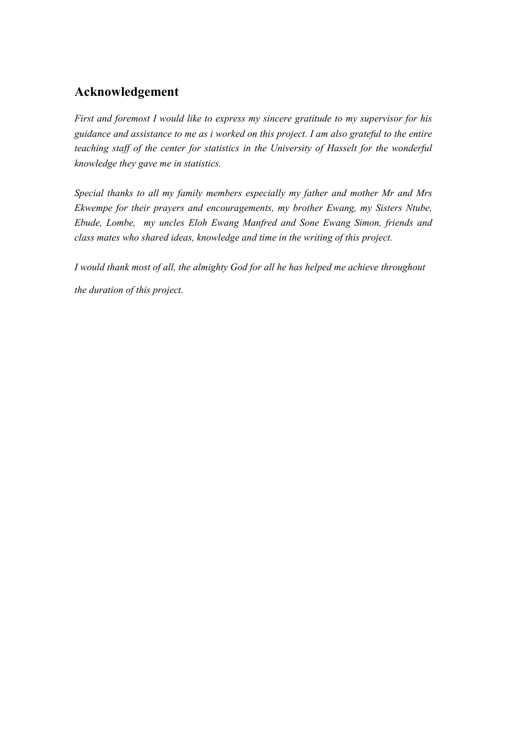## Acknowledgement

*First and foremost I would like to express my sincere gratitude to my supervisor for his guidance and assistance to me as i worked on this project. I am also grateful to the entire teaching staff of the center for statistics in the University of Hasselt for the wonderful knowledge they gave me in statistics.*

*Special thanks to all my family members especially my father and mother Mr and Mrs Ekwempe for their prayers and encouragements, my brother Ewang, my Sisters Ntube, Ebude, Lombe, my uncles Eloh Ewang Manfred and Sone Ewang Simon, friends and class mates who shared ideas, knowledge and time in the writing of this project.*

*I would thank most of all, the almighty God for all he has helped me achieve throughout the duration of this project.*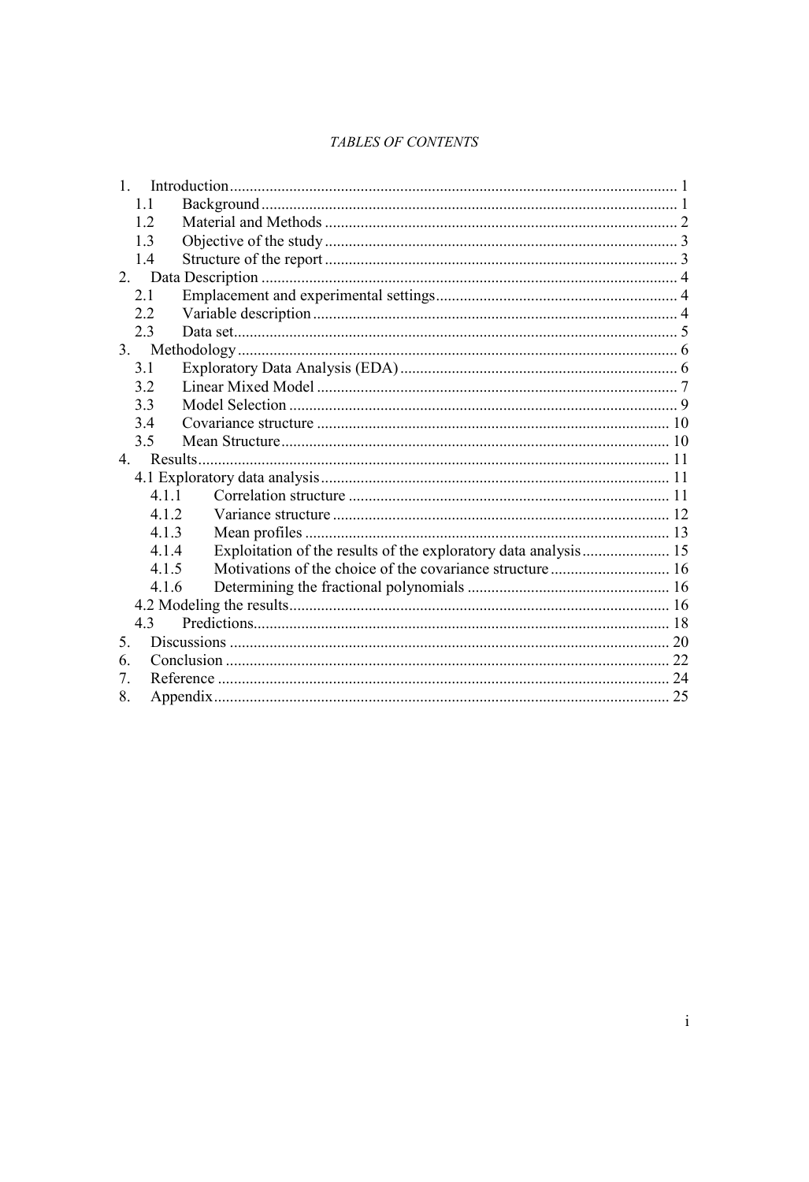*TABLES OF CONTENTS*

1. Introduction ........................................................................................................ 1
   - 1.1 Background ..................................................................................................... 1
   - 1.2 Material and Methods ..................................................................................... 2
   - 1.3 Objective of the study ..................................................................................... 3
   - 1.4 Structure of the report ..................................................................................... 3
2. Data Description ..................................................................................................... 4
   - 2.1 Emplacement and experimental settings ........................................................... 4
   - 2.2 Variable description .......................................................................................... 4
   - 2.3 Data set ............................................................................................................. 5
3. Methodology ........................................................................................................... 6
   - 3.1 Exploratory Data Analysis (EDA) ..................................................................... 6
   - 3.2 Linear Mixed Model .......................................................................................... 7
   - 3.3 Model Selection ................................................................................................. 9
   - 3.4 Covariance structure ........................................................................................ 10
   - 3.5 Mean Structure ................................................................................................ 10
4. Results ................................................................................................................... 11
   - 4.1 Exploratory data analysis ................................................................................. 11
     - 4.1.1 Correlation structure ................................................................................. 11
     - 4.1.2 Variance structure ..................................................................................... 12
     - 4.1.3 Mean profiles ............................................................................................ 13
     - 4.1.4 Exploitation of the results of the exploratory data analysis ...................... 15
     - 4.1.5 Motivations of the choice of the covariance structure .............................. 16
     - 4.1.6 Determining the fractional polynomials ................................................... 16
   - 4.2 Modeling the results ......................................................................................... 16
   - 4.3 Predictions ........................................................................................................ 18
5. Discussions ............................................................................................................. 20
6. Conclusion .............................................................................................................. 22
7. Reference ................................................................................................................ 24
8. Appendix ................................................................................................................. 25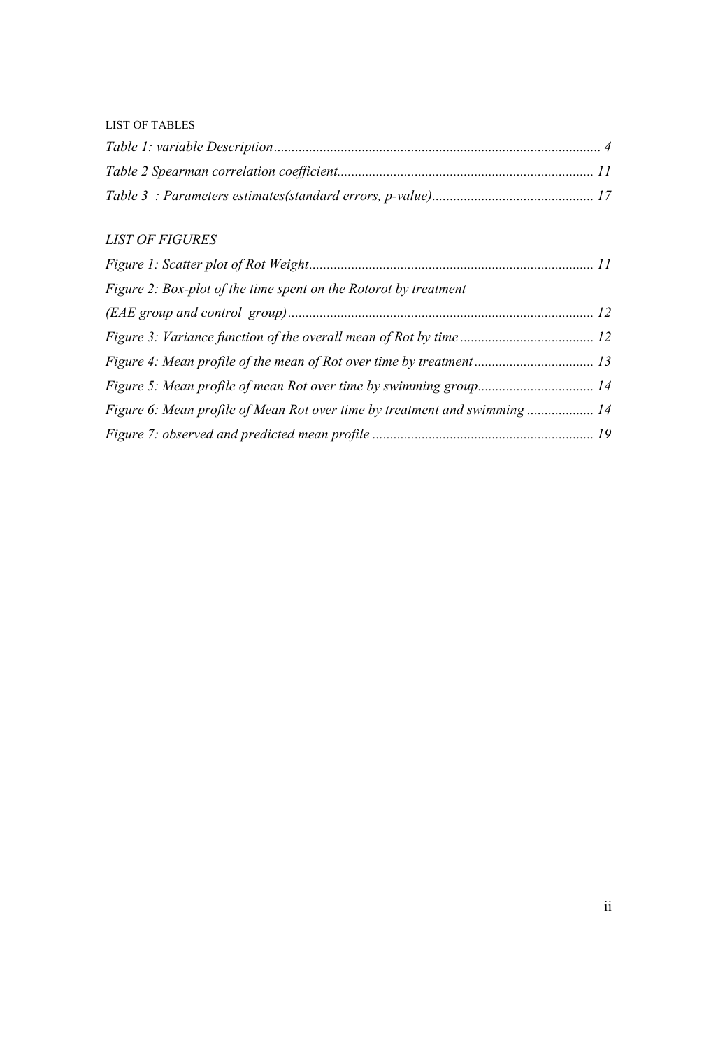LIST OF TABLES

*Table 1: variable Description* ............................................................................................ *4*

*Table 2 Spearman correlation coefficient*......................................................................... *11*

*Table 3 : Parameters estimates(standard errors, p-value)* .............................................. *17*

## *LIST OF FIGURES*

*Figure 1: Scatter plot of Rot Weight* ................................................................................ *11*

*Figure 2: Box-plot of the time spent on the Rotorot by treatment (EAE group and control group)* ...................................................................................... *12*

*Figure 3: Variance function of the overall mean of Rot by time* ...................................... *12*

*Figure 4: Mean profile of the mean of Rot over time by treatment* .................................. *13*

*Figure 5: Mean profile of mean Rot over time by swimming group*................................. *14*

*Figure 6: Mean profile of Mean Rot over time by treatment and swimming* ................... *14*

*Figure 7: observed and predicted mean profile* ............................................................... *19*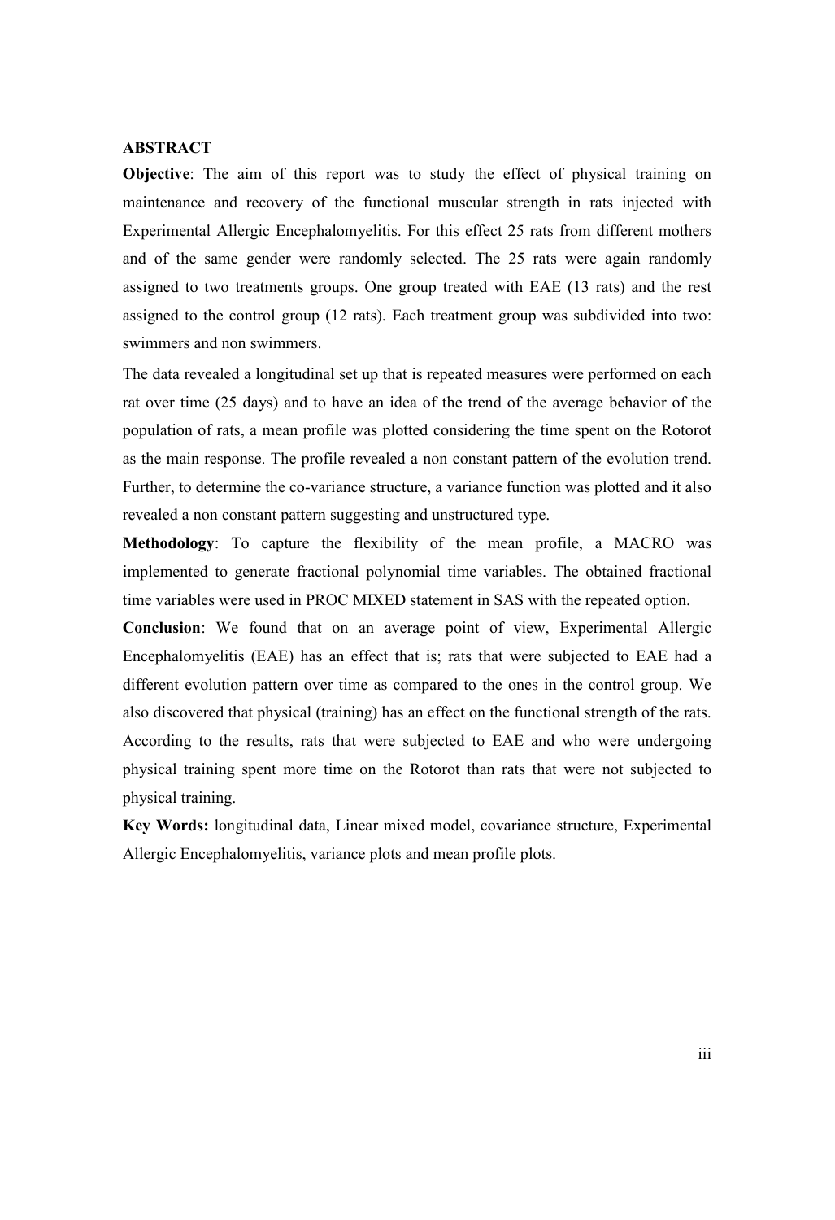## ABSTRACT

**Objective**: The aim of this report was to study the effect of physical training on maintenance and recovery of the functional muscular strength in rats injected with Experimental Allergic Encephalomyelitis. For this effect 25 rats from different mothers and of the same gender were randomly selected. The 25 rats were again randomly assigned to two treatments groups. One group treated with EAE (13 rats) and the rest assigned to the control group (12 rats). Each treatment group was subdivided into two: swimmers and non swimmers.

The data revealed a longitudinal set up that is repeated measures were performed on each rat over time (25 days) and to have an idea of the trend of the average behavior of the population of rats, a mean profile was plotted considering the time spent on the Rotorot as the main response. The profile revealed a non constant pattern of the evolution trend. Further, to determine the co-variance structure, a variance function was plotted and it also revealed a non constant pattern suggesting and unstructured type.

**Methodology**: To capture the flexibility of the mean profile, a MACRO was implemented to generate fractional polynomial time variables. The obtained fractional time variables were used in PROC MIXED statement in SAS with the repeated option.

**Conclusion**: We found that on an average point of view, Experimental Allergic Encephalomyelitis (EAE) has an effect that is; rats that were subjected to EAE had a different evolution pattern over time as compared to the ones in the control group. We also discovered that physical (training) has an effect on the functional strength of the rats. According to the results, rats that were subjected to EAE and who were undergoing physical training spent more time on the Rotorot than rats that were not subjected to physical training.

**Key Words:** longitudinal data, Linear mixed model, covariance structure, Experimental Allergic Encephalomyelitis, variance plots and mean profile plots.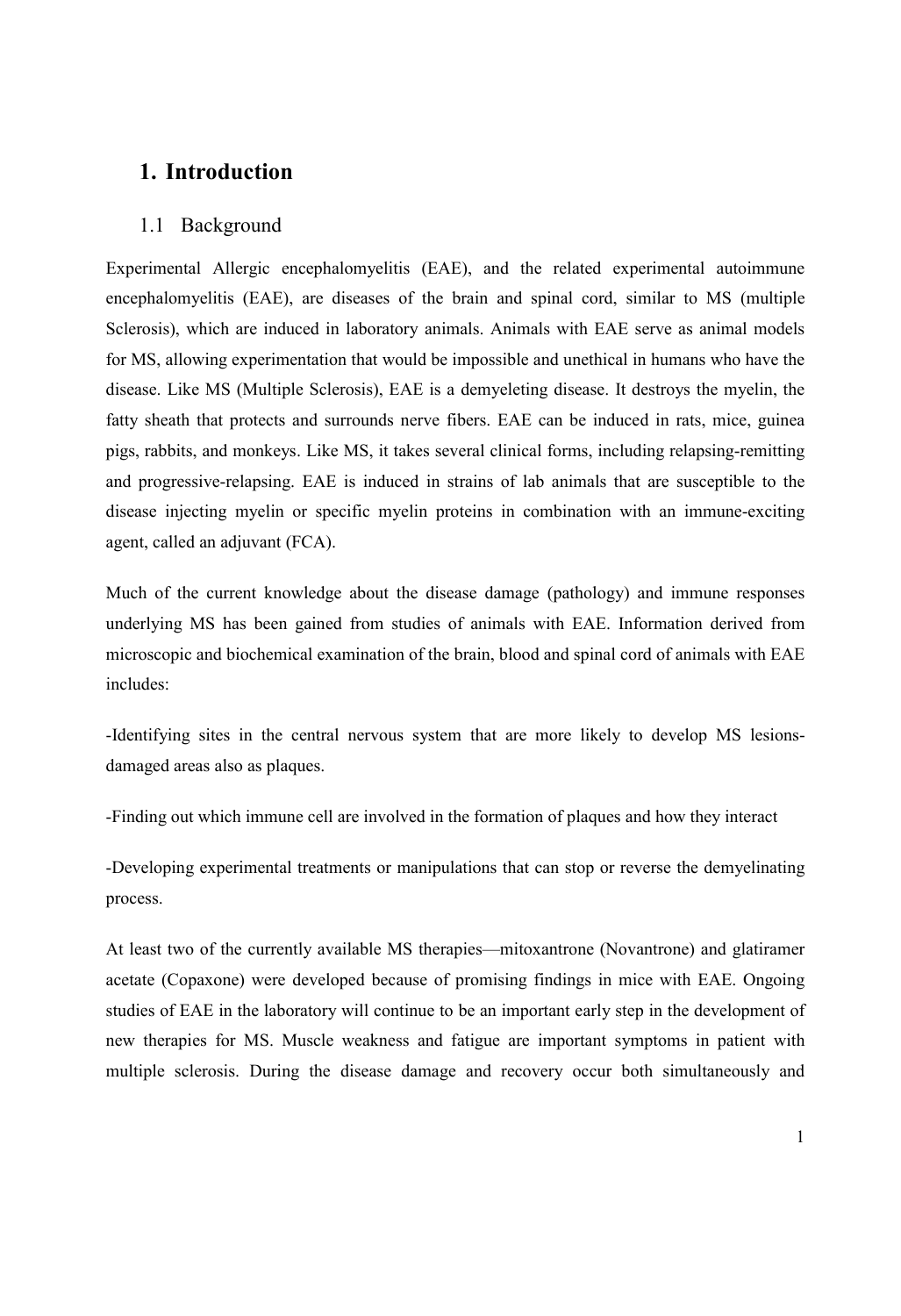# 1. Introduction

## 1.1 Background

Experimental Allergic encephalomyelitis (EAE), and the related experimental autoimmune encephalomyelitis (EAE), are diseases of the brain and spinal cord, similar to MS (multiple Sclerosis), which are induced in laboratory animals. Animals with EAE serve as animal models for MS, allowing experimentation that would be impossible and unethical in humans who have the disease. Like MS (Multiple Sclerosis), EAE is a demyeleting disease. It destroys the myelin, the fatty sheath that protects and surrounds nerve fibers. EAE can be induced in rats, mice, guinea pigs, rabbits, and monkeys. Like MS, it takes several clinical forms, including relapsing-remitting and progressive-relapsing. EAE is induced in strains of lab animals that are susceptible to the disease injecting myelin or specific myelin proteins in combination with an immune-exciting agent, called an adjuvant (FCA).

Much of the current knowledge about the disease damage (pathology) and immune responses underlying MS has been gained from studies of animals with EAE. Information derived from microscopic and biochemical examination of the brain, blood and spinal cord of animals with EAE includes:

-Identifying sites in the central nervous system that are more likely to develop MS lesions- damaged areas also as plaques.

-Finding out which immune cell are involved in the formation of plaques and how they interact

-Developing experimental treatments or manipulations that can stop or reverse the demyelinating process.

At least two of the currently available MS therapies—mitoxantrone (Novantrone) and glatiramer acetate (Copaxone) were developed because of promising findings in mice with EAE. Ongoing studies of EAE in the laboratory will continue to be an important early step in the development of new therapies for MS. Muscle weakness and fatigue are important symptoms in patient with multiple sclerosis. During the disease damage and recovery occur both simultaneously and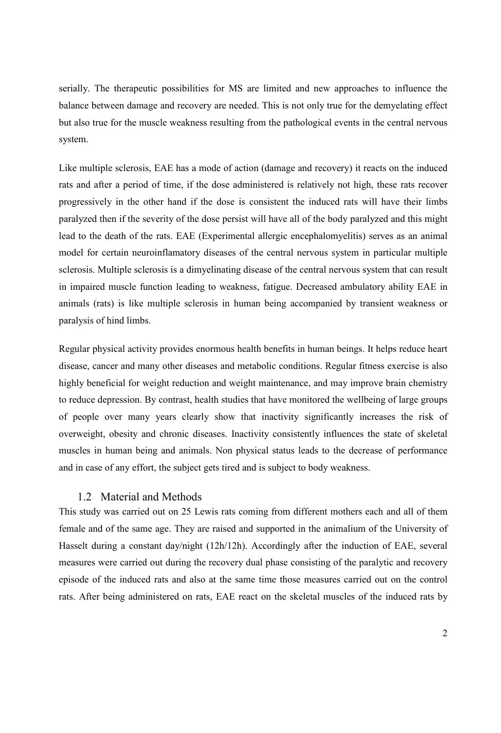serially. The therapeutic possibilities for MS are limited and new approaches to influence the balance between damage and recovery are needed. This is not only true for the demyelating effect but also true for the muscle weakness resulting from the pathological events in the central nervous system.

Like multiple sclerosis, EAE has a mode of action (damage and recovery) it reacts on the induced rats and after a period of time, if the dose administered is relatively not high, these rats recover progressively in the other hand if the dose is consistent the induced rats will have their limbs paralyzed then if the severity of the dose persist will have all of the body paralyzed and this might lead to the death of the rats. EAE (Experimental allergic encephalomyelitis) serves as an animal model for certain neuroinflamatory diseases of the central nervous system in particular multiple sclerosis. Multiple sclerosis is a dimyelinating disease of the central nervous system that can result in impaired muscle function leading to weakness, fatigue. Decreased ambulatory ability EAE in animals (rats) is like multiple sclerosis in human being accompanied by transient weakness or paralysis of hind limbs.

Regular physical activity provides enormous health benefits in human beings. It helps reduce heart disease, cancer and many other diseases and metabolic conditions. Regular fitness exercise is also highly beneficial for weight reduction and weight maintenance, and may improve brain chemistry to reduce depression. By contrast, health studies that have monitored the wellbeing of large groups of people over many years clearly show that inactivity significantly increases the risk of overweight, obesity and chronic diseases. Inactivity consistently influences the state of skeletal muscles in human being and animals. Non physical status leads to the decrease of performance and in case of any effort, the subject gets tired and is subject to body weakness.

## 1.2 Material and Methods

This study was carried out on 25 Lewis rats coming from different mothers each and all of them female and of the same age. They are raised and supported in the animalium of the University of Hasselt during a constant day/night (12h/12h). Accordingly after the induction of EAE, several measures were carried out during the recovery dual phase consisting of the paralytic and recovery episode of the induced rats and also at the same time those measures carried out on the control rats. After being administered on rats, EAE react on the skeletal muscles of the induced rats by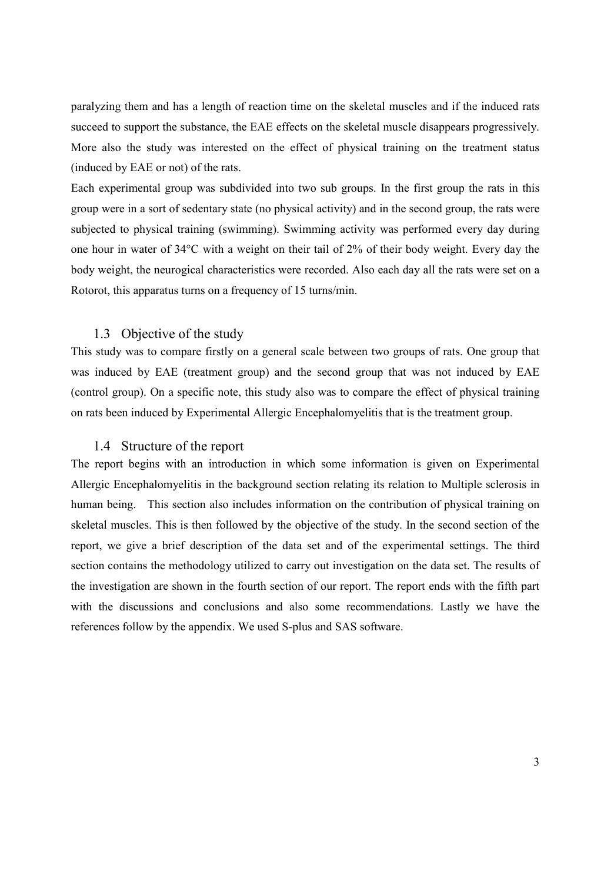paralyzing them and has a length of reaction time on the skeletal muscles and if the induced rats succeed to support the substance, the EAE effects on the skeletal muscle disappears progressively. More also the study was interested on the effect of physical training on the treatment status (induced by EAE or not) of the rats.

Each experimental group was subdivided into two sub groups. In the first group the rats in this group were in a sort of sedentary state (no physical activity) and in the second group, the rats were subjected to physical training (swimming). Swimming activity was performed every day during one hour in water of 34°C with a weight on their tail of 2% of their body weight. Every day the body weight, the neurogical characteristics were recorded. Also each day all the rats were set on a Rotorot, this apparatus turns on a frequency of 15 turns/min.

### 1.3 Objective of the study

This study was to compare firstly on a general scale between two groups of rats. One group that was induced by EAE (treatment group) and the second group that was not induced by EAE (control group). On a specific note, this study also was to compare the effect of physical training on rats been induced by Experimental Allergic Encephalomyelitis that is the treatment group.

### 1.4 Structure of the report

The report begins with an introduction in which some information is given on Experimental Allergic Encephalomyelitis in the background section relating its relation to Multiple sclerosis in human being. This section also includes information on the contribution of physical training on skeletal muscles. This is then followed by the objective of the study. In the second section of the report, we give a brief description of the data set and of the experimental settings. The third section contains the methodology utilized to carry out investigation on the data set. The results of the investigation are shown in the fourth section of our report. The report ends with the fifth part with the discussions and conclusions and also some recommendations. Lastly we have the references follow by the appendix. We used S-plus and SAS software.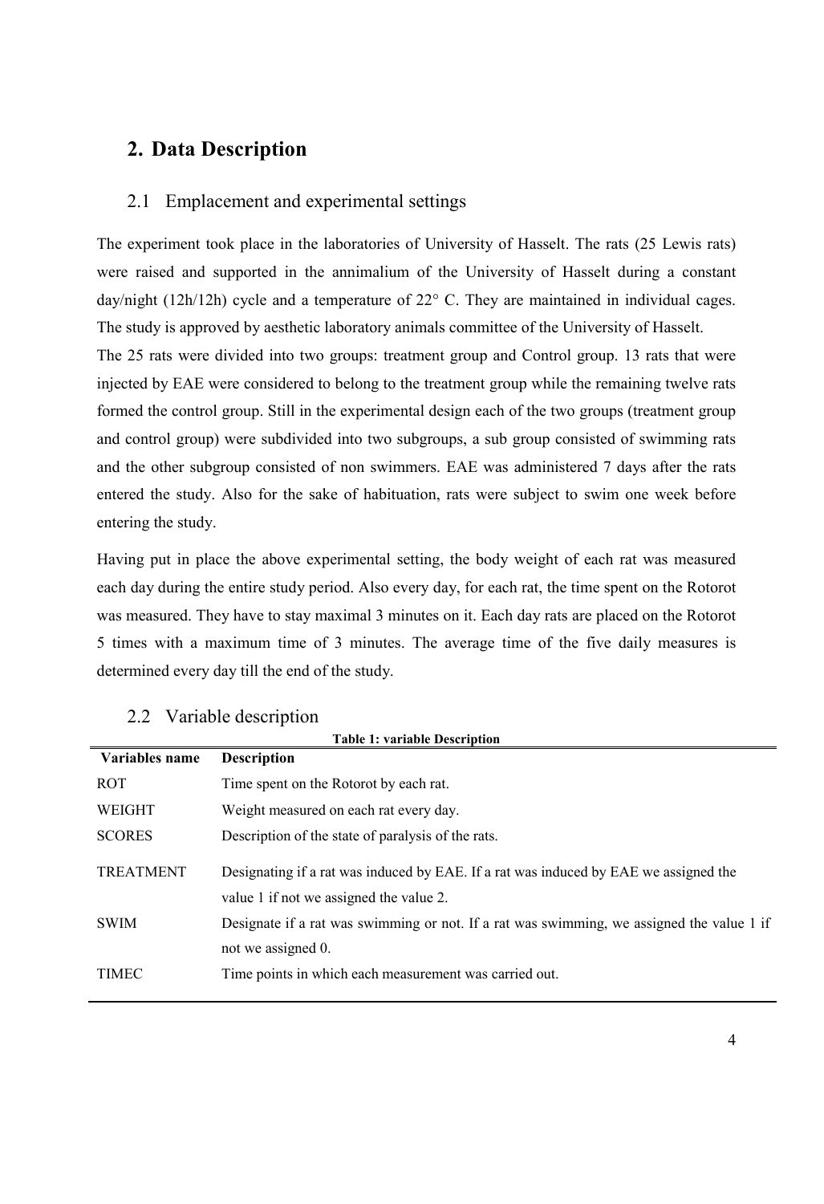## 2. Data Description

### 2.1 Emplacement and experimental settings

The experiment took place in the laboratories of University of Hasselt. The rats (25 Lewis rats) were raised and supported in the annimalium of the University of Hasselt during a constant day/night (12h/12h) cycle and a temperature of 22° C. They are maintained in individual cages. The study is approved by aesthetic laboratory animals committee of the University of Hasselt.

The 25 rats were divided into two groups: treatment group and Control group. 13 rats that were injected by EAE were considered to belong to the treatment group while the remaining twelve rats formed the control group. Still in the experimental design each of the two groups (treatment group and control group) were subdivided into two subgroups, a sub group consisted of swimming rats and the other subgroup consisted of non swimmers. EAE was administered 7 days after the rats entered the study. Also for the sake of habituation, rats were subject to swim one week before entering the study.

Having put in place the above experimental setting, the body weight of each rat was measured each day during the entire study period. Also every day, for each rat, the time spent on the Rotorot was measured. They have to stay maximal 3 minutes on it. Each day rats are placed on the Rotorot 5 times with a maximum time of 3 minutes. The average time of the five daily measures is determined every day till the end of the study.

### 2.2 Variable description

**Table 1: variable Description**

| Variables name | Description |
|---|---|
| ROT | Time spent on the Rotorot by each rat. |
| WEIGHT | Weight measured on each rat every day. |
| SCORES | Description of the state of paralysis of the rats. |
| TREATMENT | Designating if a rat was induced by EAE. If a rat was induced by EAE we assigned the value 1 if not we assigned the value 2. |
| SWIM | Designate if a rat was swimming or not. If a rat was swimming, we assigned the value 1 if not we assigned 0. |
| TIMEC | Time points in which each measurement was carried out. |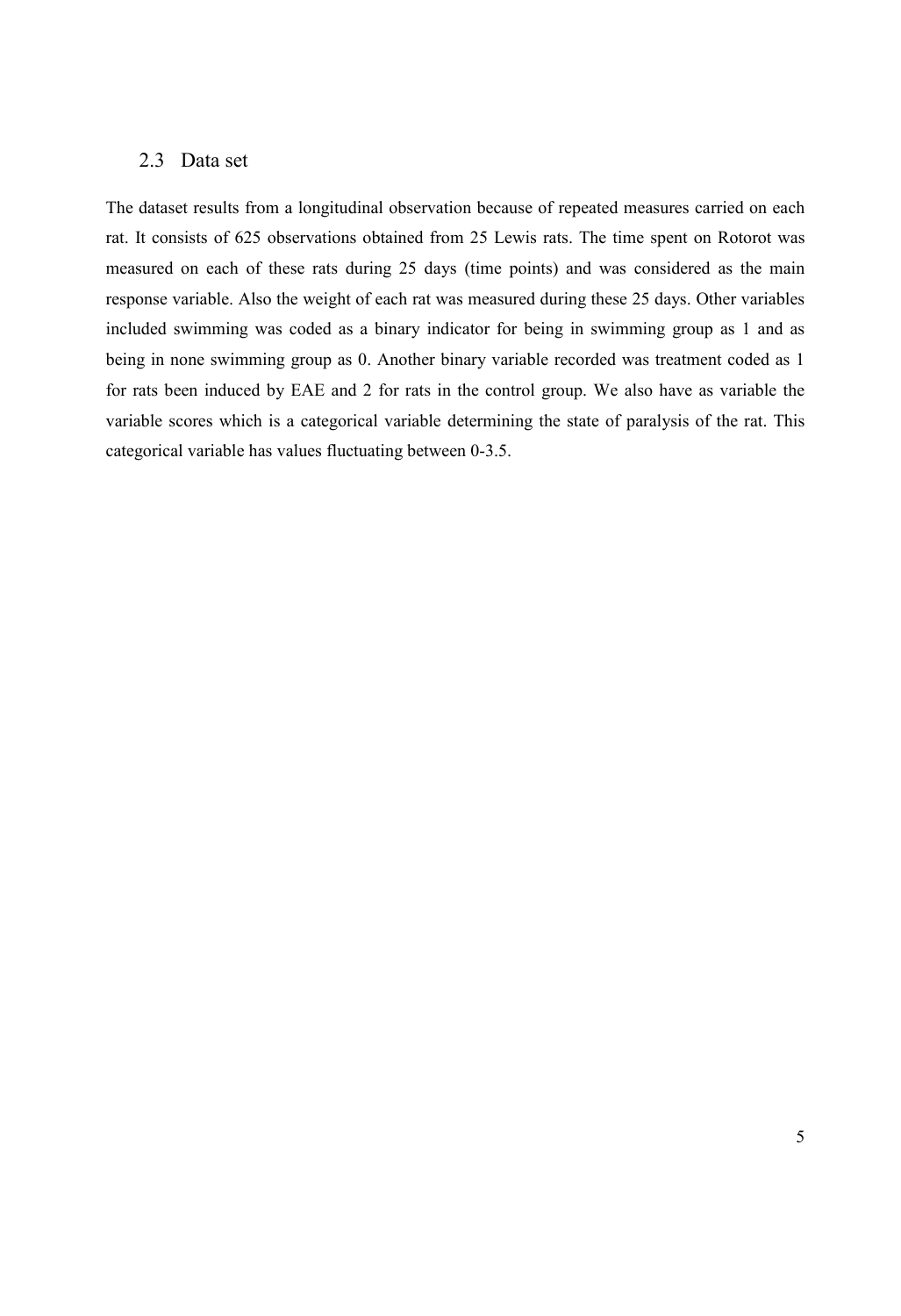## 2.3 Data set

The dataset results from a longitudinal observation because of repeated measures carried on each rat. It consists of 625 observations obtained from 25 Lewis rats. The time spent on Rotorot was measured on each of these rats during 25 days (time points) and was considered as the main response variable. Also the weight of each rat was measured during these 25 days. Other variables included swimming was coded as a binary indicator for being in swimming group as 1 and as being in none swimming group as 0. Another binary variable recorded was treatment coded as 1 for rats been induced by EAE and 2 for rats in the control group. We also have as variable the variable scores which is a categorical variable determining the state of paralysis of the rat. This categorical variable has values fluctuating between 0-3.5.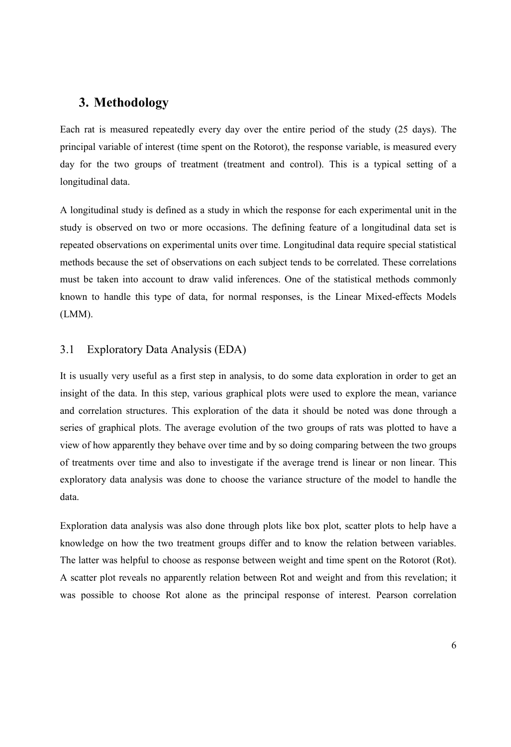# 3. Methodology

Each rat is measured repeatedly every day over the entire period of the study (25 days). The principal variable of interest (time spent on the Rotorot), the response variable, is measured every day for the two groups of treatment (treatment and control). This is a typical setting of a longitudinal data.

A longitudinal study is defined as a study in which the response for each experimental unit in the study is observed on two or more occasions. The defining feature of a longitudinal data set is repeated observations on experimental units over time. Longitudinal data require special statistical methods because the set of observations on each subject tends to be correlated. These correlations must be taken into account to draw valid inferences. One of the statistical methods commonly known to handle this type of data, for normal responses, is the Linear Mixed-effects Models (LMM).

## 3.1 Exploratory Data Analysis (EDA)

It is usually very useful as a first step in analysis, to do some data exploration in order to get an insight of the data. In this step, various graphical plots were used to explore the mean, variance and correlation structures. This exploration of the data it should be noted was done through a series of graphical plots. The average evolution of the two groups of rats was plotted to have a view of how apparently they behave over time and by so doing comparing between the two groups of treatments over time and also to investigate if the average trend is linear or non linear. This exploratory data analysis was done to choose the variance structure of the model to handle the data.

Exploration data analysis was also done through plots like box plot, scatter plots to help have a knowledge on how the two treatment groups differ and to know the relation between variables. The latter was helpful to choose as response between weight and time spent on the Rotorot (Rot). A scatter plot reveals no apparently relation between Rot and weight and from this revelation; it was possible to choose Rot alone as the principal response of interest. Pearson correlation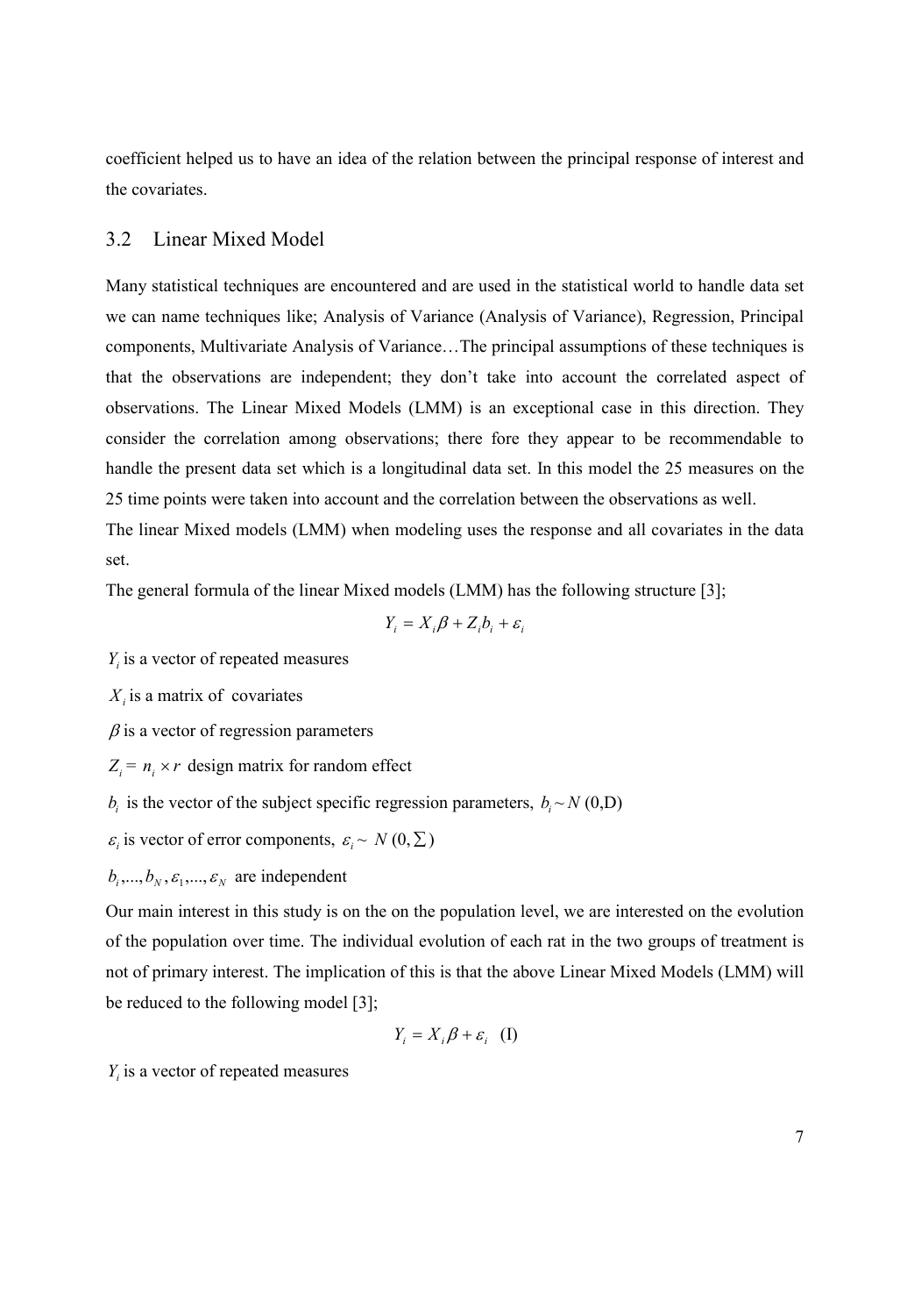coefficient helped us to have an idea of the relation between the principal response of interest and the covariates.

## 3.2 Linear Mixed Model

Many statistical techniques are encountered and are used in the statistical world to handle data set we can name techniques like; Analysis of Variance (Analysis of Variance), Regression, Principal components, Multivariate Analysis of Variance…The principal assumptions of these techniques is that the observations are independent; they don't take into account the correlated aspect of observations. The Linear Mixed Models (LMM) is an exceptional case in this direction. They consider the correlation among observations; there fore they appear to be recommendable to handle the present data set which is a longitudinal data set. In this model the 25 measures on the 25 time points were taken into account and the correlation between the observations as well.

The linear Mixed models (LMM) when modeling uses the response and all covariates in the data set.

The general formula of the linear Mixed models (LMM) has the following structure [3];

$$Y_i = X_i\beta + Z_i b_i + \varepsilon_i$$

$Y_i$ is a vector of repeated measures

$X_i$ is a matrix of covariates

$\beta$ is a vector of regression parameters

$Z_i = n_i \times r$ design matrix for random effect

$b_i$ is the vector of the subject specific regression parameters, $b_i \sim N(0,D)$

$\varepsilon_i$ is vector of error components, $\varepsilon_i \sim N(0, \Sigma)$

$b_i, ..., b_N, \varepsilon_1, ..., \varepsilon_N$ are independent

Our main interest in this study is on the on the population level, we are interested on the evolution of the population over time. The individual evolution of each rat in the two groups of treatment is not of primary interest. The implication of this is that the above Linear Mixed Models (LMM) will be reduced to the following model [3];

$$Y_i = X_i\beta + \varepsilon_i \quad \text{(I)}$$

$Y_i$ is a vector of repeated measures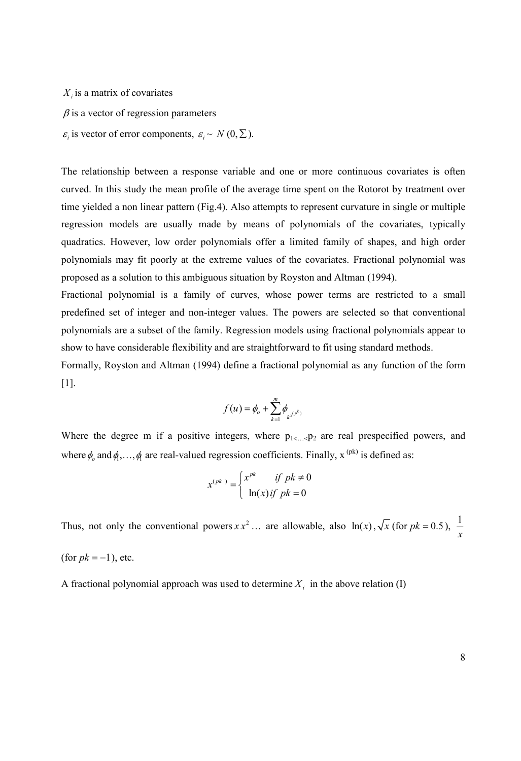$X_i$ is a matrix of covariates

$\beta$ is a vector of regression parameters

$\varepsilon_i$ is vector of error components, $\varepsilon_i \sim N(0, \Sigma)$.

The relationship between a response variable and one or more continuous covariates is often curved. In this study the mean profile of the average time spent on the Rotorot by treatment over time yielded a non linear pattern (Fig.4). Also attempts to represent curvature in single or multiple regression models are usually made by means of polynomials of the covariates, typically quadratics. However, low order polynomials offer a limited family of shapes, and high order polynomials may fit poorly at the extreme values of the covariates. Fractional polynomial was proposed as a solution to this ambiguous situation by Royston and Altman (1994).

Fractional polynomial is a family of curves, whose power terms are restricted to a small predefined set of integer and non-integer values. The powers are selected so that conventional polynomials are a subset of the family. Regression models using fractional polynomials appear to show to have considerable flexibility and are straightforward to fit using standard methods.

Formally, Royston and Altman (1994) define a fractional polynomial as any function of the form [1].

$$f(u) = \phi_o + \sum_{k=1}^{m} \phi_{k} x^{(p^k)}$$

Where the degree m if a positive integers, where $p_{1<\ldots<}p_2$ are real prespecified powers, and where $\phi_o$ and $\phi_1, \ldots, \phi_1$ are real-valued regression coefficients. Finally, $x^{(pk)}$ is defined as:

$$x^{(pk)} = \begin{cases} x^{pk} & if \ pk \neq 0 \\ \ln(x) \, if \ pk = 0 \end{cases}$$

Thus, not only the conventional powers $x\, x^2 \ldots$ are allowable, also $\ln(x)$, $\sqrt{x}$ (for $pk = 0.5$), $\frac{1}{x}$ (for $pk = -1$), etc.

A fractional polynomial approach was used to determine $X_i$ in the above relation (I)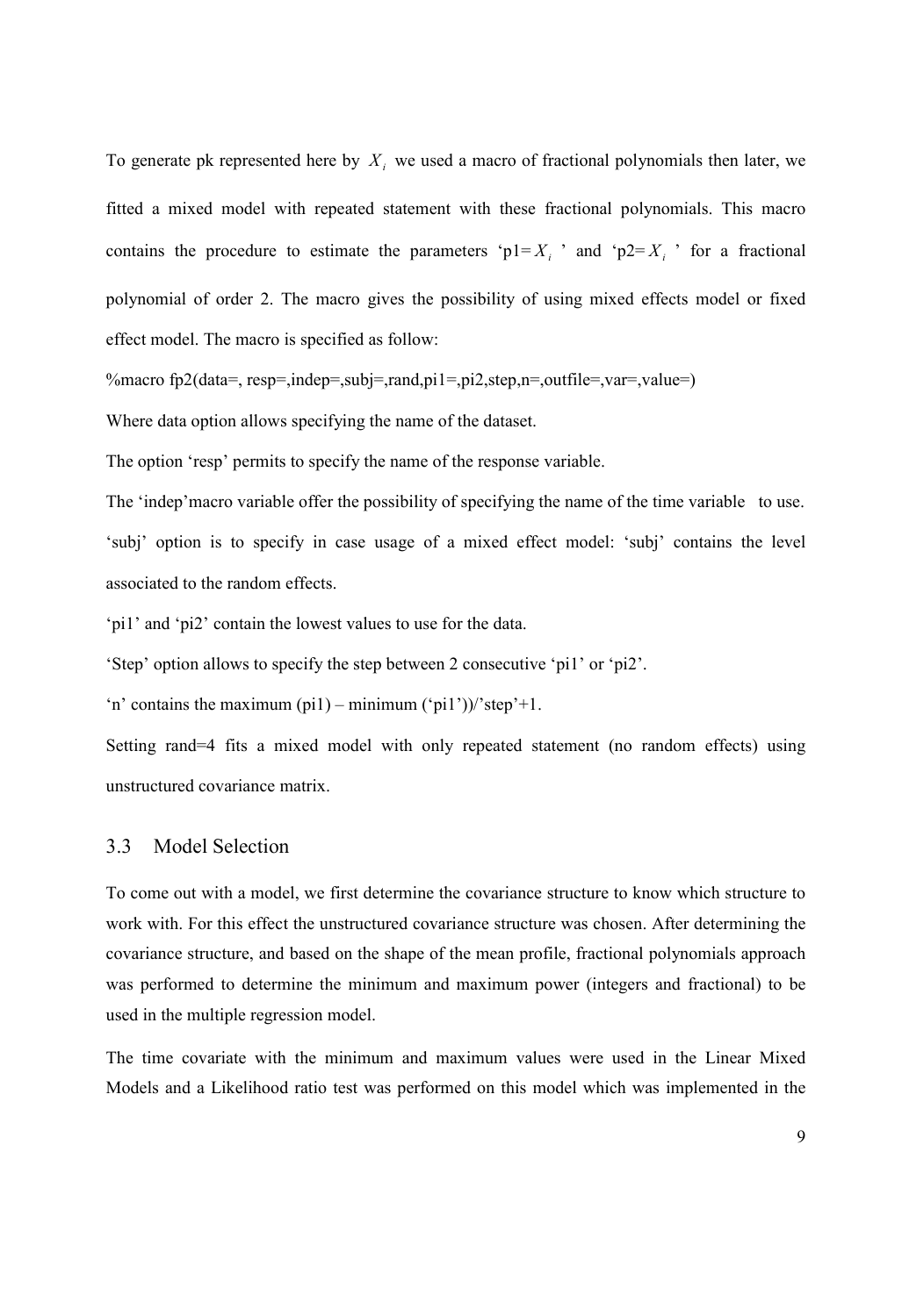To generate pk represented here by $X_i$ we used a macro of fractional polynomials then later, we fitted a mixed model with repeated statement with these fractional polynomials. This macro contains the procedure to estimate the parameters 'p1= $X_i$ ' and 'p2= $X_i$ ' for a fractional polynomial of order 2. The macro gives the possibility of using mixed effects model or fixed effect model. The macro is specified as follow:

%macro fp2(data=, resp=,indep=,subj=,rand,pi1=,pi2,step,n=,outfile=,var=,value=)

Where data option allows specifying the name of the dataset.

The option 'resp' permits to specify the name of the response variable.

The 'indep'macro variable offer the possibility of specifying the name of the time variable to use.

'subj' option is to specify in case usage of a mixed effect model: 'subj' contains the level associated to the random effects.

'pi1' and 'pi2' contain the lowest values to use for the data.

'Step' option allows to specify the step between 2 consecutive 'pi1' or 'pi2'.

'n' contains the maximum (pi1) – minimum ('pi1'))/'step'+1.

Setting rand=4 fits a mixed model with only repeated statement (no random effects) using unstructured covariance matrix.

## 3.3 Model Selection

To come out with a model, we first determine the covariance structure to know which structure to work with. For this effect the unstructured covariance structure was chosen. After determining the covariance structure, and based on the shape of the mean profile, fractional polynomials approach was performed to determine the minimum and maximum power (integers and fractional) to be used in the multiple regression model.

The time covariate with the minimum and maximum values were used in the Linear Mixed Models and a Likelihood ratio test was performed on this model which was implemented in the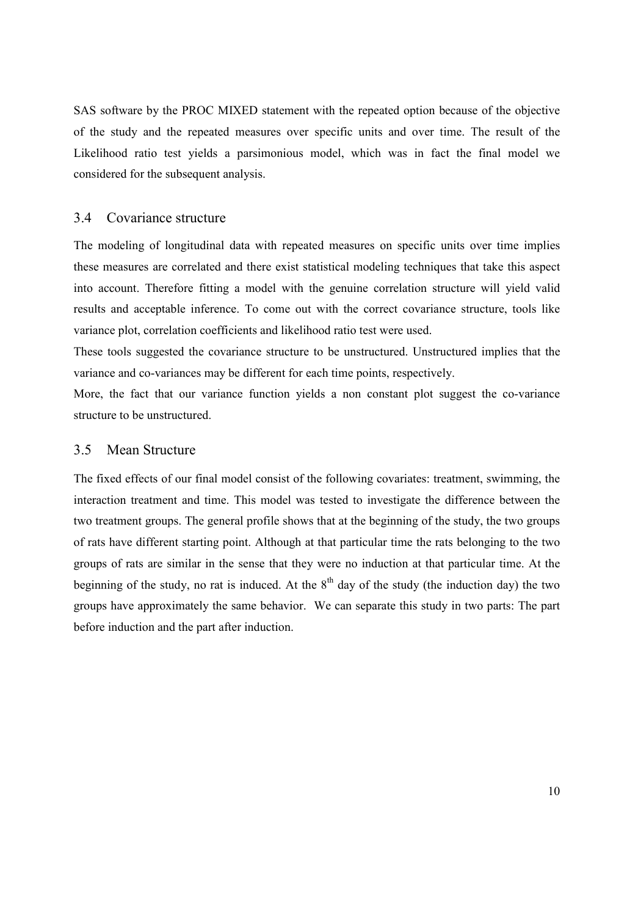SAS software by the PROC MIXED statement with the repeated option because of the objective of the study and the repeated measures over specific units and over time. The result of the Likelihood ratio test yields a parsimonious model, which was in fact the final model we considered for the subsequent analysis.

## 3.4 Covariance structure

The modeling of longitudinal data with repeated measures on specific units over time implies these measures are correlated and there exist statistical modeling techniques that take this aspect into account. Therefore fitting a model with the genuine correlation structure will yield valid results and acceptable inference. To come out with the correct covariance structure, tools like variance plot, correlation coefficients and likelihood ratio test were used.

These tools suggested the covariance structure to be unstructured. Unstructured implies that the variance and co-variances may be different for each time points, respectively.

More, the fact that our variance function yields a non constant plot suggest the co-variance structure to be unstructured.

## 3.5 Mean Structure

The fixed effects of our final model consist of the following covariates: treatment, swimming, the interaction treatment and time. This model was tested to investigate the difference between the two treatment groups. The general profile shows that at the beginning of the study, the two groups of rats have different starting point. Although at that particular time the rats belonging to the two groups of rats are similar in the sense that they were no induction at that particular time. At the beginning of the study, no rat is induced. At the 8$^{th}$ day of the study (the induction day) the two groups have approximately the same behavior. We can separate this study in two parts: The part before induction and the part after induction.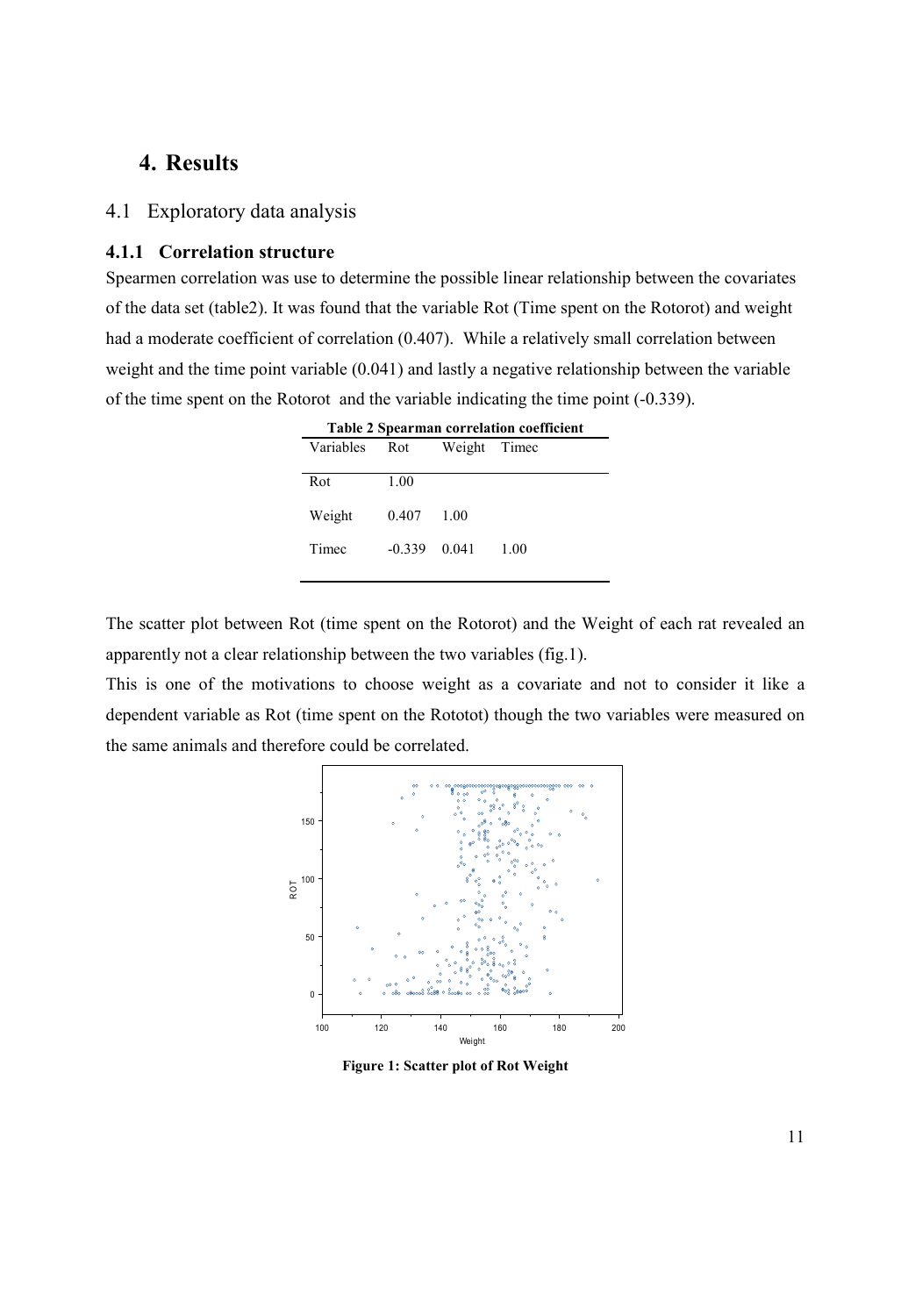# 4. Results

## 4.1 Exploratory data analysis

### 4.1.1 Correlation structure

Spearmen correlation was use to determine the possible linear relationship between the covariates of the data set (table2). It was found that the variable Rot (Time spent on the Rotorot) and weight had a moderate coefficient of correlation (0.407). While a relatively small correlation between weight and the time point variable (0.041) and lastly a negative relationship between the variable of the time spent on the Rotorot and the variable indicating the time point (-0.339).

**Table 2 Spearman correlation coefficient**

| Variables | Rot | Weight | Timec |
|---|---|---|---|
| Rot | 1.00 | | |
| Weight | 0.407 | 1.00 | |
| Timec | -0.339 | 0.041 | 1.00 |

The scatter plot between Rot (time spent on the Rotorot) and the Weight of each rat revealed an apparently not a clear relationship between the two variables (fig.1).

This is one of the motivations to choose weight as a covariate and not to consider it like a dependent variable as Rot (time spent on the Rototot) though the two variables were measured on the same animals and therefore could be correlated.

**Figure 1: Scatter plot of Rot Weight**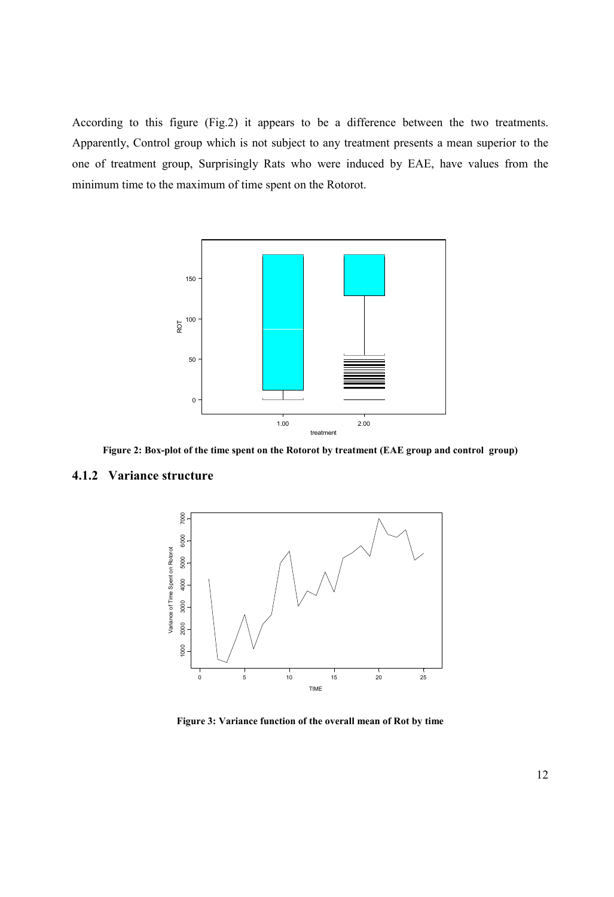According to this figure (Fig.2) it appears to be a difference between the two treatments. Apparently, Control group which is not subject to any treatment presents a mean superior to the one of treatment group, Surprisingly Rats who were induced by EAE, have values from the minimum time to the maximum of time spent on the Rotorot.

**Figure 2: Box-plot of the time spent on the Rotorot by treatment (EAE group and control group)**

### 4.1.2 Variance structure

**Figure 3: Variance function of the overall mean of Rot by time**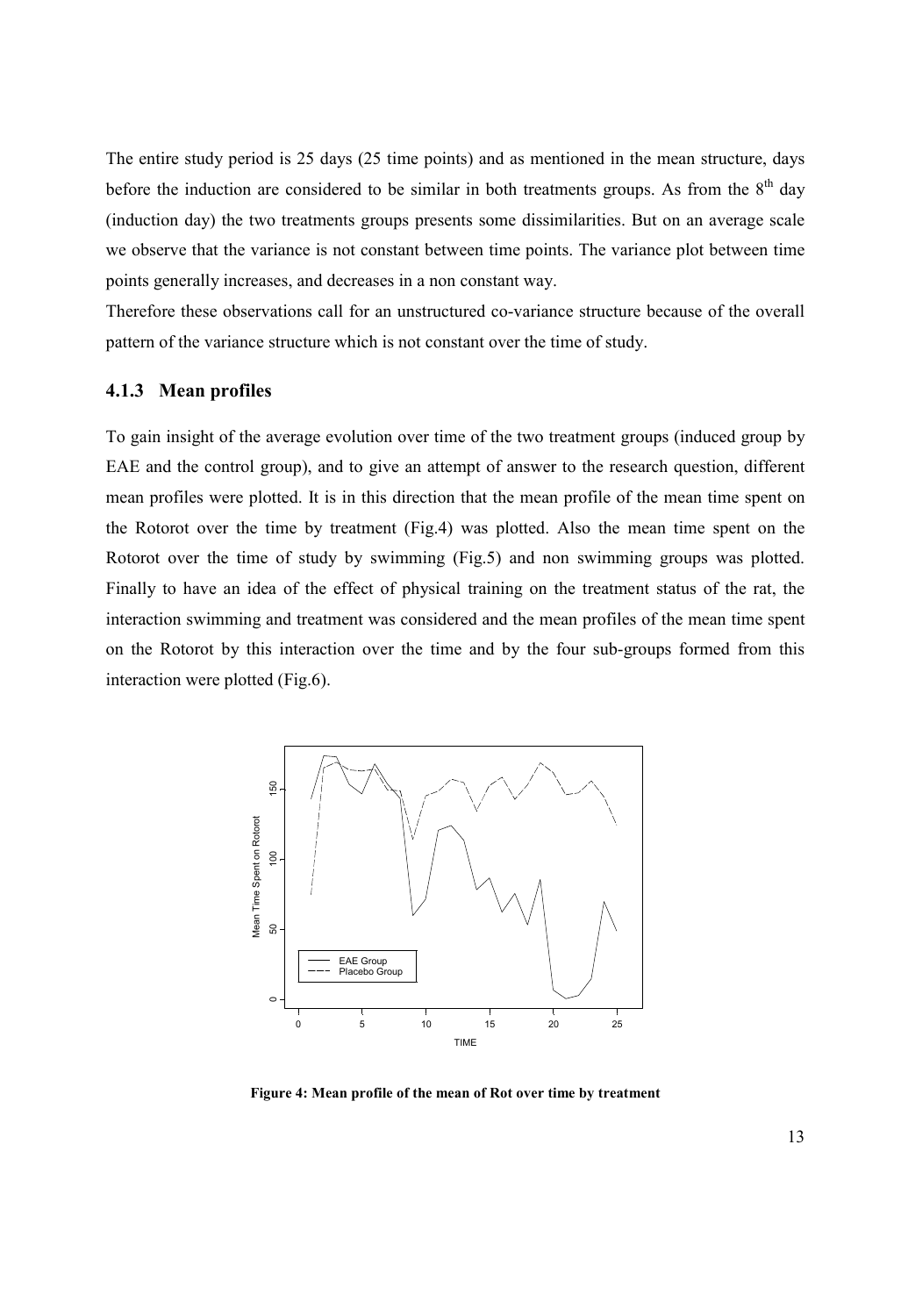The entire study period is 25 days (25 time points) and as mentioned in the mean structure, days before the induction are considered to be similar in both treatments groups. As from the 8[th] day (induction day) the two treatments groups presents some dissimilarities. But on an average scale we observe that the variance is not constant between time points. The variance plot between time points generally increases, and decreases in a non constant way.

Therefore these observations call for an unstructured co-variance structure because of the overall pattern of the variance structure which is not constant over the time of study.

### 4.1.3 Mean profiles

To gain insight of the average evolution over time of the two treatment groups (induced group by EAE and the control group), and to give an attempt of answer to the research question, different mean profiles were plotted. It is in this direction that the mean profile of the mean time spent on the Rotorot over the time by treatment (Fig.4) was plotted. Also the mean time spent on the Rotorot over the time of study by swimming (Fig.5) and non swimming groups was plotted. Finally to have an idea of the effect of physical training on the treatment status of the rat, the interaction swimming and treatment was considered and the mean profiles of the mean time spent on the Rotorot by this interaction over the time and by the four sub-groups formed from this interaction were plotted (Fig.6).

**Figure 4: Mean profile of the mean of Rot over time by treatment**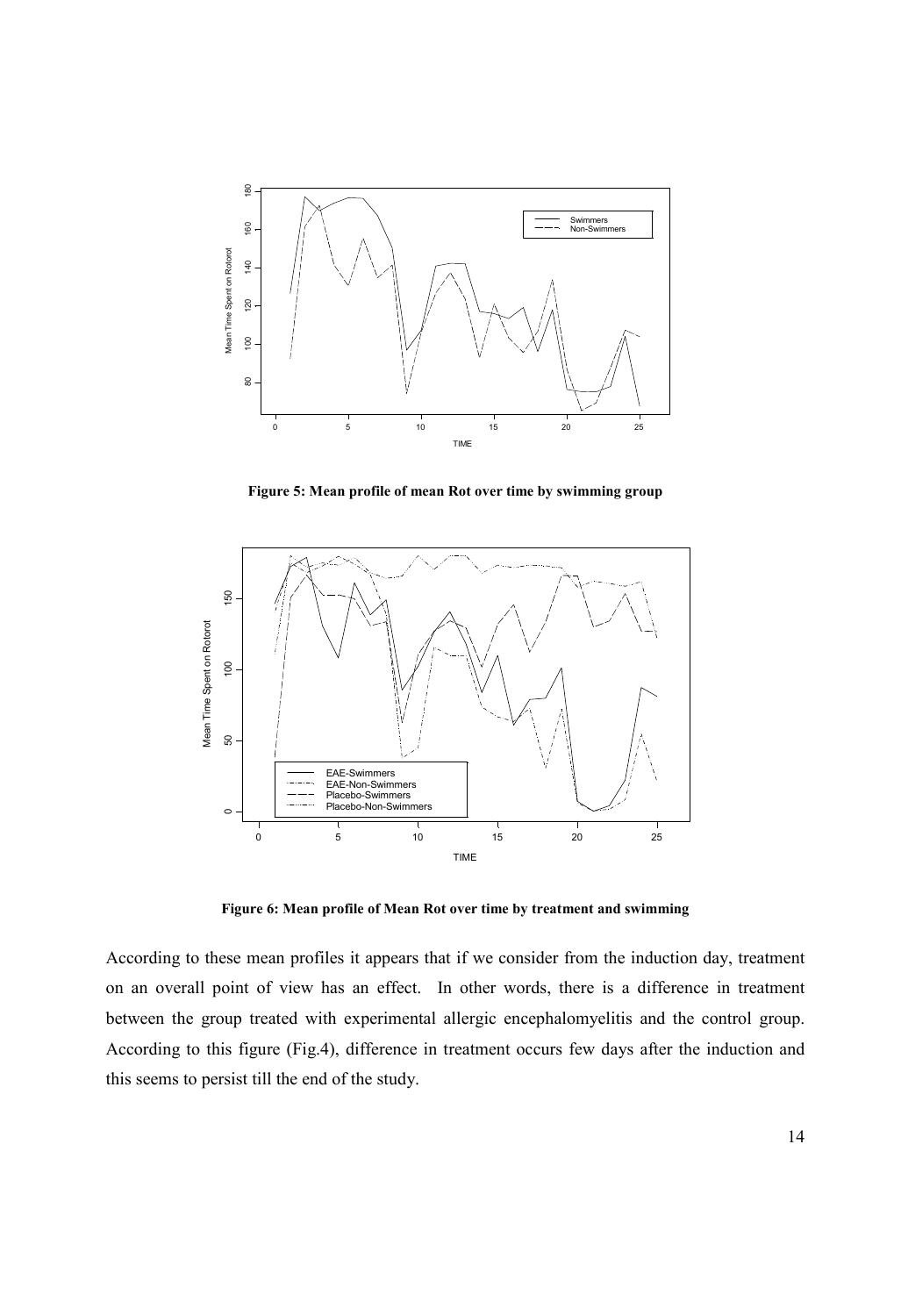**Figure 5: Mean profile of mean Rot over time by swimming group**

**Figure 6: Mean profile of Mean Rot over time by treatment and swimming**

According to these mean profiles it appears that if we consider from the induction day, treatment on an overall point of view has an effect. In other words, there is a difference in treatment between the group treated with experimental allergic encephalomyelitis and the control group. According to this figure (Fig.4), difference in treatment occurs few days after the induction and this seems to persist till the end of the study.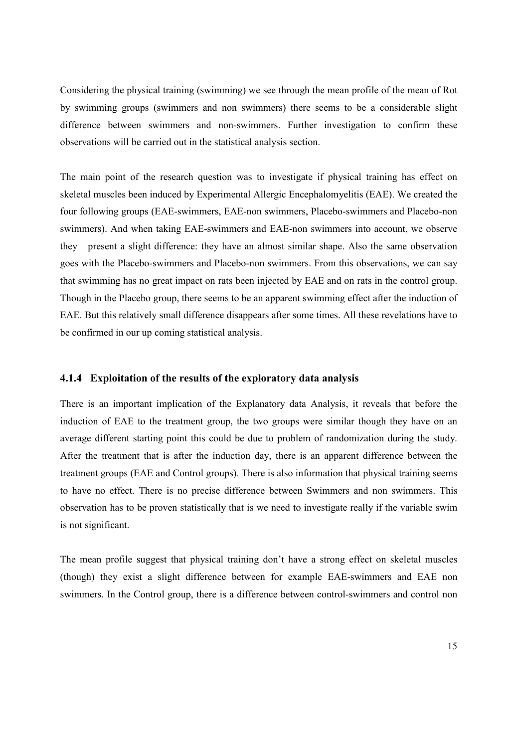Considering the physical training (swimming) we see through the mean profile of the mean of Rot by swimming groups (swimmers and non swimmers) there seems to be a considerable slight difference between swimmers and non-swimmers. Further investigation to confirm these observations will be carried out in the statistical analysis section.

The main point of the research question was to investigate if physical training has effect on skeletal muscles been induced by Experimental Allergic Encephalomyelitis (EAE). We created the four following groups (EAE-swimmers, EAE-non swimmers, Placebo-swimmers and Placebo-non swimmers). And when taking EAE-swimmers and EAE-non swimmers into account, we observe they present a slight difference: they have an almost similar shape. Also the same observation goes with the Placebo-swimmers and Placebo-non swimmers. From this observations, we can say that swimming has no great impact on rats been injected by EAE and on rats in the control group. Though in the Placebo group, there seems to be an apparent swimming effect after the induction of EAE. But this relatively small difference disappears after some times. All these revelations have to be confirmed in our up coming statistical analysis.

### 4.1.4 Exploitation of the results of the exploratory data analysis

There is an important implication of the Explanatory data Analysis, it reveals that before the induction of EAE to the treatment group, the two groups were similar though they have on an average different starting point this could be due to problem of randomization during the study. After the treatment that is after the induction day, there is an apparent difference between the treatment groups (EAE and Control groups). There is also information that physical training seems to have no effect. There is no precise difference between Swimmers and non swimmers. This observation has to be proven statistically that is we need to investigate really if the variable swim is not significant.

The mean profile suggest that physical training don't have a strong effect on skeletal muscles (though) they exist a slight difference between for example EAE-swimmers and EAE non swimmers. In the Control group, there is a difference between control-swimmers and control non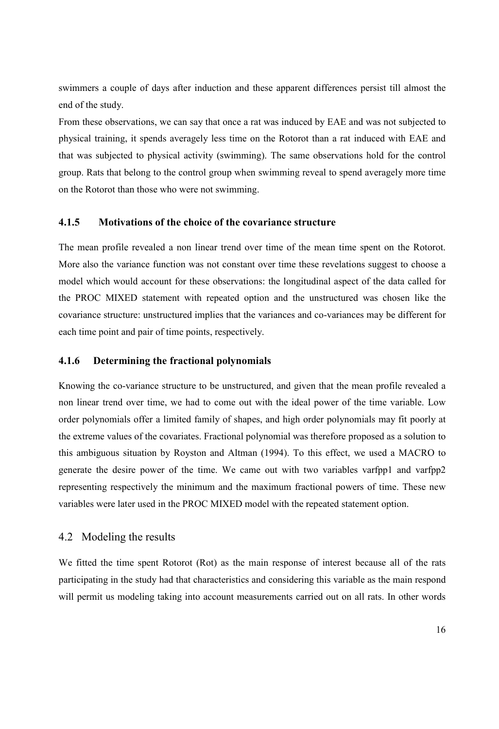swimmers a couple of days after induction and these apparent differences persist till almost the end of the study.

From these observations, we can say that once a rat was induced by EAE and was not subjected to physical training, it spends averagely less time on the Rotorot than a rat induced with EAE and that was subjected to physical activity (swimming). The same observations hold for the control group. Rats that belong to the control group when swimming reveal to spend averagely more time on the Rotorot than those who were not swimming.

### 4.1.5 Motivations of the choice of the covariance structure

The mean profile revealed a non linear trend over time of the mean time spent on the Rotorot. More also the variance function was not constant over time these revelations suggest to choose a model which would account for these observations: the longitudinal aspect of the data called for the PROC MIXED statement with repeated option and the unstructured was chosen like the covariance structure: unstructured implies that the variances and co-variances may be different for each time point and pair of time points, respectively.

### 4.1.6 Determining the fractional polynomials

Knowing the co-variance structure to be unstructured, and given that the mean profile revealed a non linear trend over time, we had to come out with the ideal power of the time variable. Low order polynomials offer a limited family of shapes, and high order polynomials may fit poorly at the extreme values of the covariates. Fractional polynomial was therefore proposed as a solution to this ambiguous situation by Royston and Altman (1994). To this effect, we used a MACRO to generate the desire power of the time. We came out with two variables varfpp1 and varfpp2 representing respectively the minimum and the maximum fractional powers of time. These new variables were later used in the PROC MIXED model with the repeated statement option.

## 4.2 Modeling the results

We fitted the time spent Rotorot (Rot) as the main response of interest because all of the rats participating in the study had that characteristics and considering this variable as the main respond will permit us modeling taking into account measurements carried out on all rats. In other words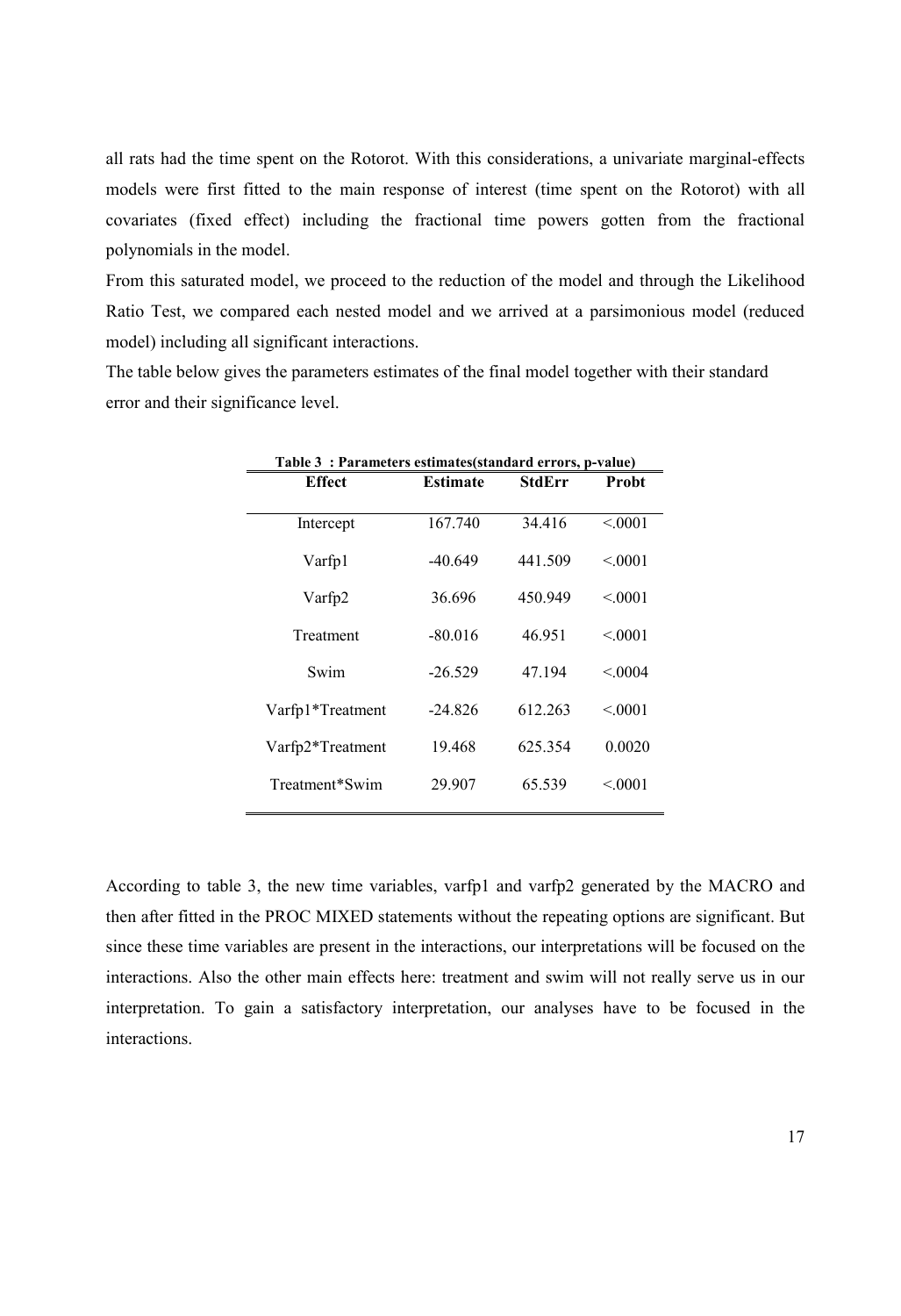all rats had the time spent on the Rotorot. With this considerations, a univariate marginal-effects models were first fitted to the main response of interest (time spent on the Rotorot) with all covariates (fixed effect) including the fractional time powers gotten from the fractional polynomials in the model.

From this saturated model, we proceed to the reduction of the model and through the Likelihood Ratio Test, we compared each nested model and we arrived at a parsimonious model (reduced model) including all significant interactions.

The table below gives the parameters estimates of the final model together with their standard error and their significance level.

**Table 3 : Parameters estimates(standard errors, p-value)**

| Effect | Estimate | StdErr | Probt |
|---|---|---|---|
| Intercept | 167.740 | 34.416 | <.0001 |
| Varfp1 | -40.649 | 441.509 | <.0001 |
| Varfp2 | 36.696 | 450.949 | <.0001 |
| Treatment | -80.016 | 46.951 | <.0001 |
| Swim | -26.529 | 47.194 | <.0004 |
| Varfp1*Treatment | -24.826 | 612.263 | <.0001 |
| Varfp2*Treatment | 19.468 | 625.354 | 0.0020 |
| Treatment*Swim | 29.907 | 65.539 | <.0001 |

According to table 3, the new time variables, varfp1 and varfp2 generated by the MACRO and then after fitted in the PROC MIXED statements without the repeating options are significant. But since these time variables are present in the interactions, our interpretations will be focused on the interactions. Also the other main effects here: treatment and swim will not really serve us in our interpretation. To gain a satisfactory interpretation, our analyses have to be focused in the interactions.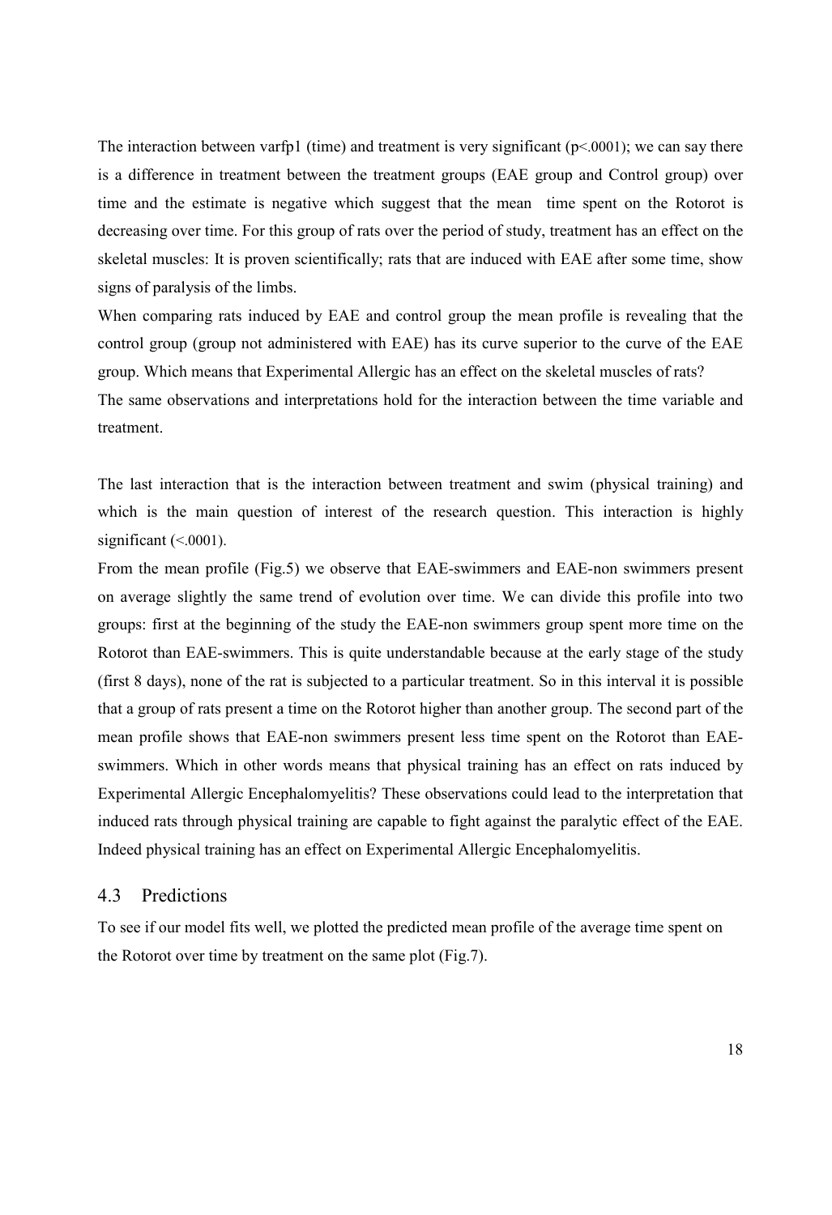The interaction between varfp1 (time) and treatment is very significant ($p<.0001$); we can say there is a difference in treatment between the treatment groups (EAE group and Control group) over time and the estimate is negative which suggest that the mean time spent on the Rotorot is decreasing over time. For this group of rats over the period of study, treatment has an effect on the skeletal muscles: It is proven scientifically; rats that are induced with EAE after some time, show signs of paralysis of the limbs.

When comparing rats induced by EAE and control group the mean profile is revealing that the control group (group not administered with EAE) has its curve superior to the curve of the EAE group. Which means that Experimental Allergic has an effect on the skeletal muscles of rats?

The same observations and interpretations hold for the interaction between the time variable and treatment.

The last interaction that is the interaction between treatment and swim (physical training) and which is the main question of interest of the research question. This interaction is highly significant (<.0001).

From the mean profile (Fig.5) we observe that EAE-swimmers and EAE-non swimmers present on average slightly the same trend of evolution over time. We can divide this profile into two groups: first at the beginning of the study the EAE-non swimmers group spent more time on the Rotorot than EAE-swimmers. This is quite understandable because at the early stage of the study (first 8 days), none of the rat is subjected to a particular treatment. So in this interval it is possible that a group of rats present a time on the Rotorot higher than another group. The second part of the mean profile shows that EAE-non swimmers present less time spent on the Rotorot than EAE-swimmers. Which in other words means that physical training has an effect on rats induced by Experimental Allergic Encephalomyelitis? These observations could lead to the interpretation that induced rats through physical training are capable to fight against the paralytic effect of the EAE. Indeed physical training has an effect on Experimental Allergic Encephalomyelitis.

## 4.3 Predictions

To see if our model fits well, we plotted the predicted mean profile of the average time spent on the Rotorot over time by treatment on the same plot (Fig.7).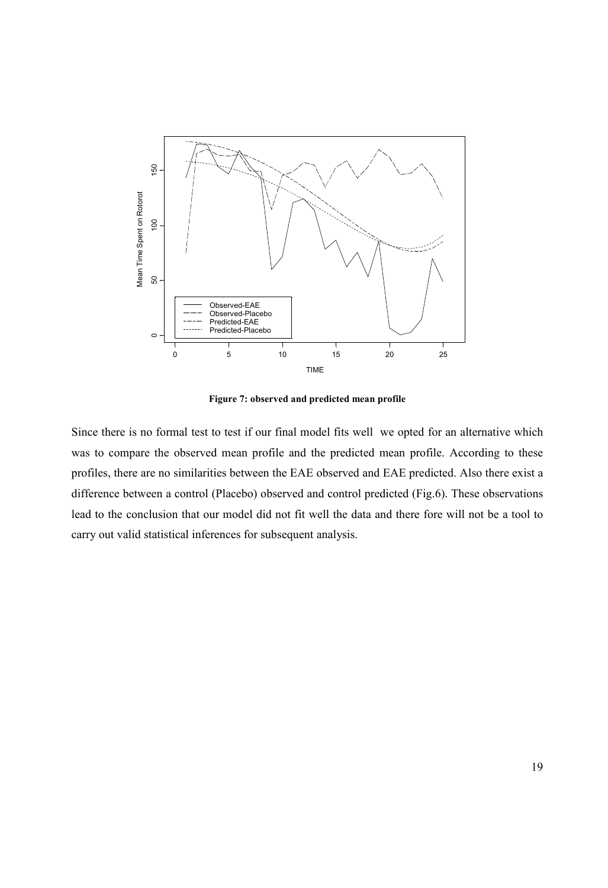**Figure 7: observed and predicted mean profile**

Since there is no formal test to test if our final model fits well we opted for an alternative which was to compare the observed mean profile and the predicted mean profile. According to these profiles, there are no similarities between the EAE observed and EAE predicted. Also there exist a difference between a control (Placebo) observed and control predicted (Fig.6). These observations lead to the conclusion that our model did not fit well the data and there fore will not be a tool to carry out valid statistical inferences for subsequent analysis.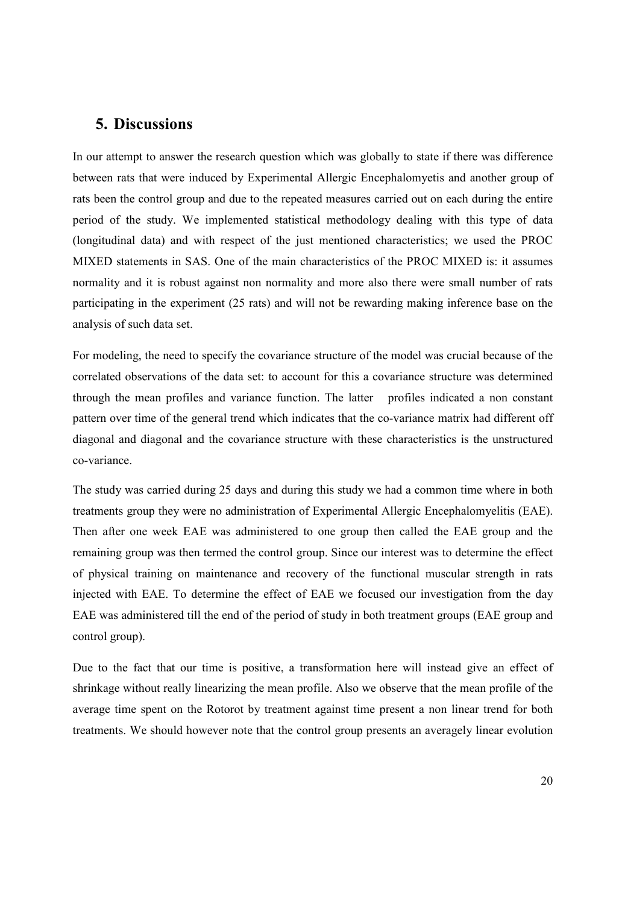## 5. Discussions

In our attempt to answer the research question which was globally to state if there was difference between rats that were induced by Experimental Allergic Encephalomyetis and another group of rats been the control group and due to the repeated measures carried out on each during the entire period of the study. We implemented statistical methodology dealing with this type of data (longitudinal data) and with respect of the just mentioned characteristics; we used the PROC MIXED statements in SAS. One of the main characteristics of the PROC MIXED is: it assumes normality and it is robust against non normality and more also there were small number of rats participating in the experiment (25 rats) and will not be rewarding making inference base on the analysis of such data set.

For modeling, the need to specify the covariance structure of the model was crucial because of the correlated observations of the data set: to account for this a covariance structure was determined through the mean profiles and variance function. The latter profiles indicated a non constant pattern over time of the general trend which indicates that the co-variance matrix had different off diagonal and diagonal and the covariance structure with these characteristics is the unstructured co-variance.

The study was carried during 25 days and during this study we had a common time where in both treatments group they were no administration of Experimental Allergic Encephalomyelitis (EAE). Then after one week EAE was administered to one group then called the EAE group and the remaining group was then termed the control group. Since our interest was to determine the effect of physical training on maintenance and recovery of the functional muscular strength in rats injected with EAE. To determine the effect of EAE we focused our investigation from the day EAE was administered till the end of the period of study in both treatment groups (EAE group and control group).

Due to the fact that our time is positive, a transformation here will instead give an effect of shrinkage without really linearizing the mean profile. Also we observe that the mean profile of the average time spent on the Rotorot by treatment against time present a non linear trend for both treatments. We should however note that the control group presents an averagely linear evolution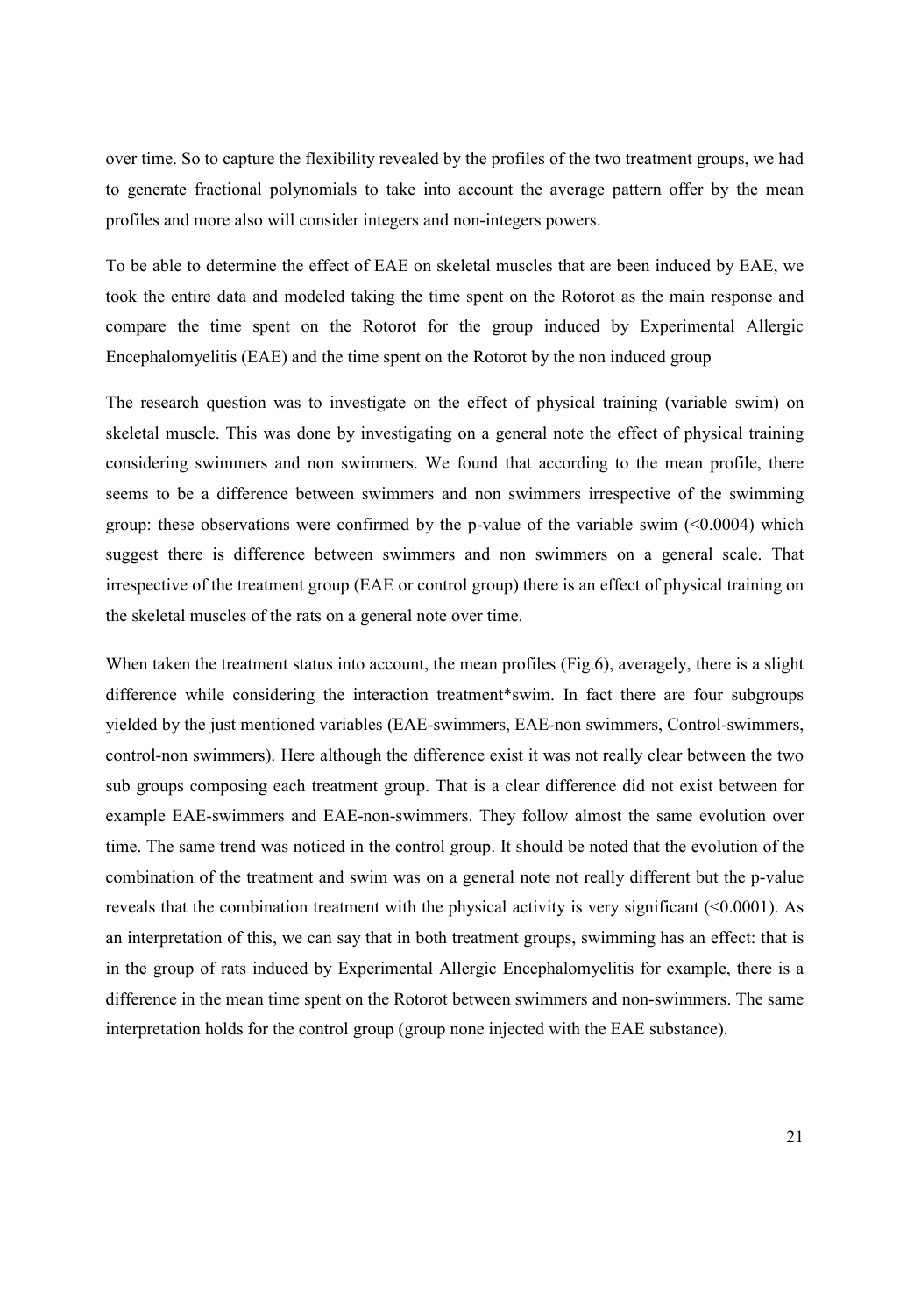over time. So to capture the flexibility revealed by the profiles of the two treatment groups, we had to generate fractional polynomials to take into account the average pattern offer by the mean profiles and more also will consider integers and non-integers powers.

To be able to determine the effect of EAE on skeletal muscles that are been induced by EAE, we took the entire data and modeled taking the time spent on the Rotorot as the main response and compare the time spent on the Rotorot for the group induced by Experimental Allergic Encephalomyelitis (EAE) and the time spent on the Rotorot by the non induced group

The research question was to investigate on the effect of physical training (variable swim) on skeletal muscle. This was done by investigating on a general note the effect of physical training considering swimmers and non swimmers. We found that according to the mean profile, there seems to be a difference between swimmers and non swimmers irrespective of the swimming group: these observations were confirmed by the p-value of the variable swim (<0.0004) which suggest there is difference between swimmers and non swimmers on a general scale. That irrespective of the treatment group (EAE or control group) there is an effect of physical training on the skeletal muscles of the rats on a general note over time.

When taken the treatment status into account, the mean profiles (Fig.6), averagely, there is a slight difference while considering the interaction treatment*swim. In fact there are four subgroups yielded by the just mentioned variables (EAE-swimmers, EAE-non swimmers, Control-swimmers, control-non swimmers). Here although the difference exist it was not really clear between the two sub groups composing each treatment group. That is a clear difference did not exist between for example EAE-swimmers and EAE-non-swimmers. They follow almost the same evolution over time. The same trend was noticed in the control group. It should be noted that the evolution of the combination of the treatment and swim was on a general note not really different but the p-value reveals that the combination treatment with the physical activity is very significant (<0.0001). As an interpretation of this, we can say that in both treatment groups, swimming has an effect: that is in the group of rats induced by Experimental Allergic Encephalomyelitis for example, there is a difference in the mean time spent on the Rotorot between swimmers and non-swimmers. The same interpretation holds for the control group (group none injected with the EAE substance).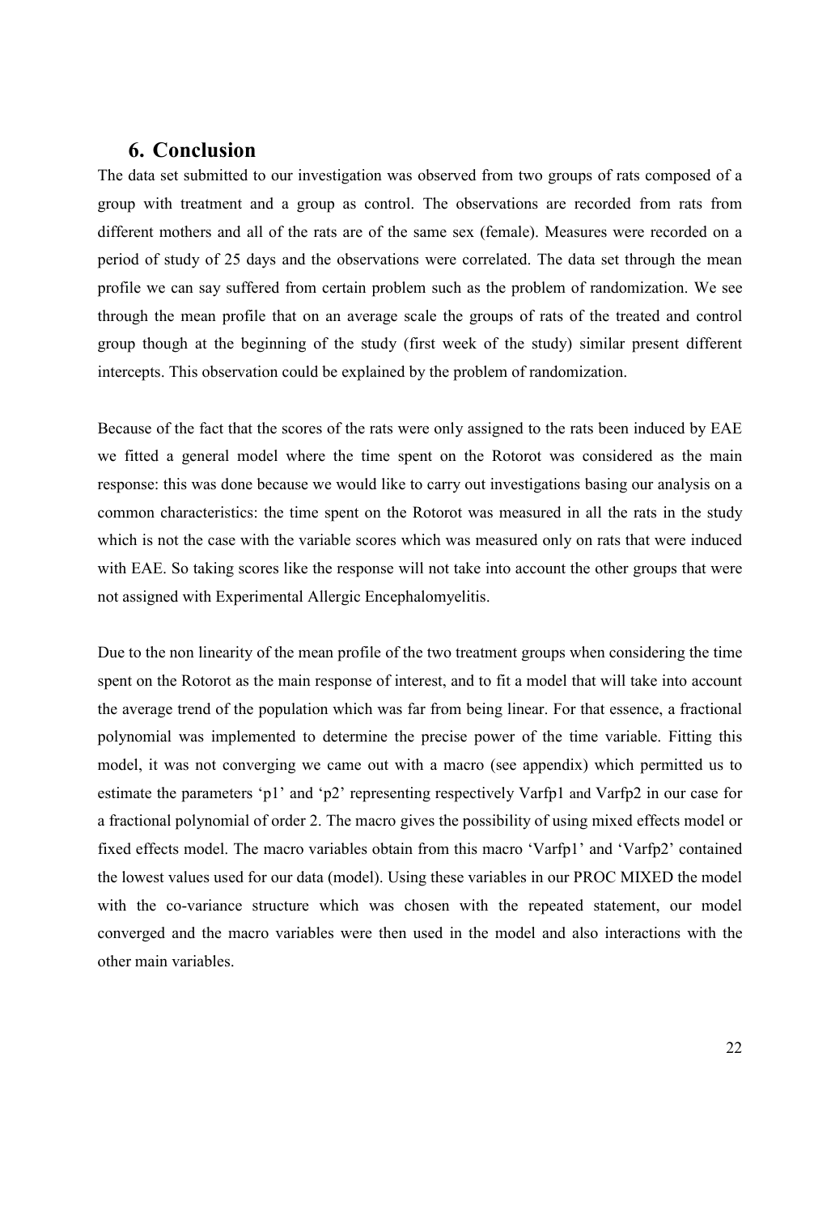## 6. Conclusion

The data set submitted to our investigation was observed from two groups of rats composed of a group with treatment and a group as control. The observations are recorded from rats from different mothers and all of the rats are of the same sex (female). Measures were recorded on a period of study of 25 days and the observations were correlated. The data set through the mean profile we can say suffered from certain problem such as the problem of randomization. We see through the mean profile that on an average scale the groups of rats of the treated and control group though at the beginning of the study (first week of the study) similar present different intercepts. This observation could be explained by the problem of randomization.

Because of the fact that the scores of the rats were only assigned to the rats been induced by EAE we fitted a general model where the time spent on the Rotorot was considered as the main response: this was done because we would like to carry out investigations basing our analysis on a common characteristics: the time spent on the Rotorot was measured in all the rats in the study which is not the case with the variable scores which was measured only on rats that were induced with EAE. So taking scores like the response will not take into account the other groups that were not assigned with Experimental Allergic Encephalomyelitis.

Due to the non linearity of the mean profile of the two treatment groups when considering the time spent on the Rotorot as the main response of interest, and to fit a model that will take into account the average trend of the population which was far from being linear. For that essence, a fractional polynomial was implemented to determine the precise power of the time variable. Fitting this model, it was not converging we came out with a macro (see appendix) which permitted us to estimate the parameters 'p1' and 'p2' representing respectively Varfp1 and Varfp2 in our case for a fractional polynomial of order 2. The macro gives the possibility of using mixed effects model or fixed effects model. The macro variables obtain from this macro 'Varfp1' and 'Varfp2' contained the lowest values used for our data (model). Using these variables in our PROC MIXED the model with the co-variance structure which was chosen with the repeated statement, our model converged and the macro variables were then used in the model and also interactions with the other main variables.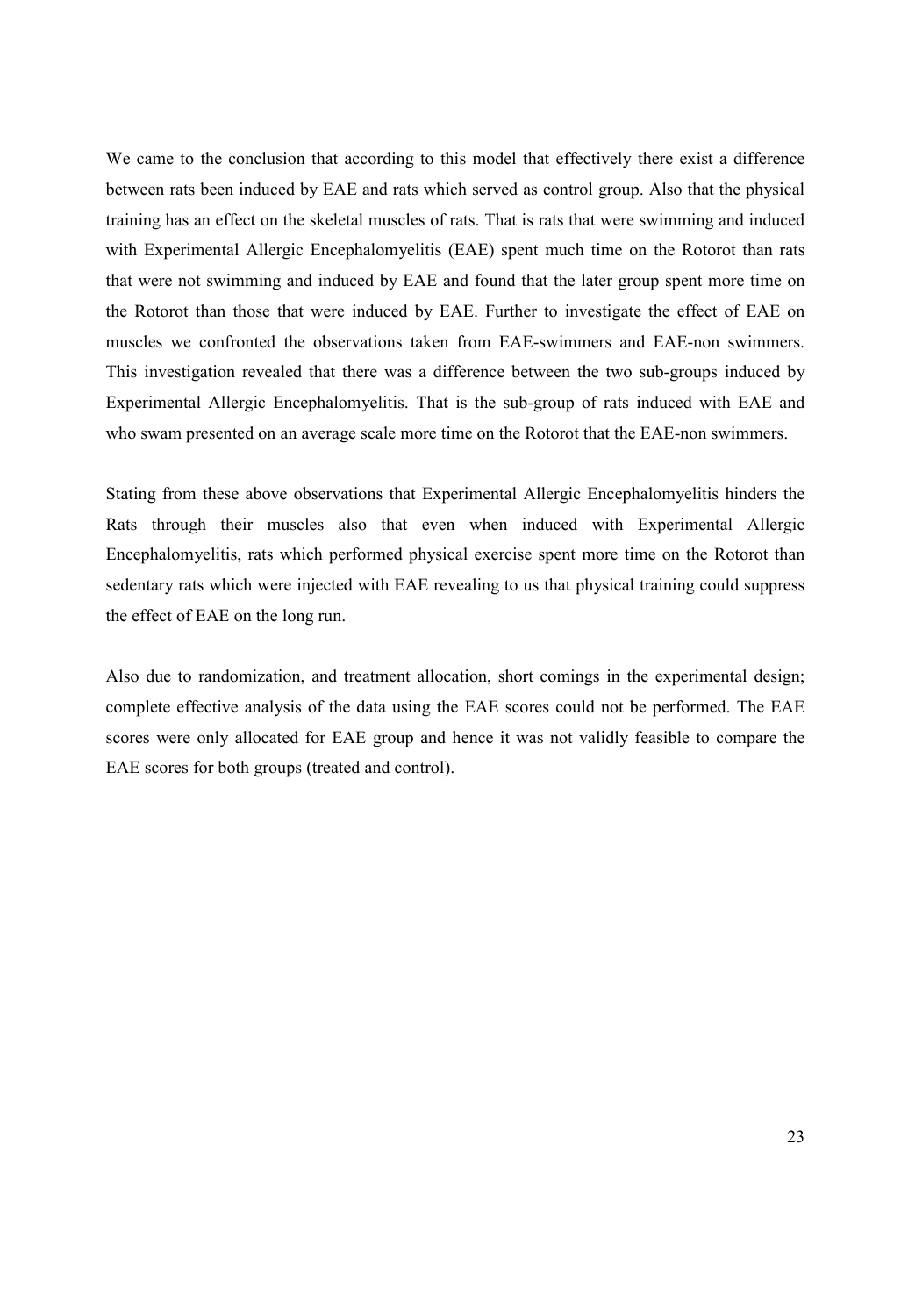We came to the conclusion that according to this model that effectively there exist a difference between rats been induced by EAE and rats which served as control group. Also that the physical training has an effect on the skeletal muscles of rats. That is rats that were swimming and induced with Experimental Allergic Encephalomyelitis (EAE) spent much time on the Rotorot than rats that were not swimming and induced by EAE and found that the later group spent more time on the Rotorot than those that were induced by EAE. Further to investigate the effect of EAE on muscles we confronted the observations taken from EAE-swimmers and EAE-non swimmers. This investigation revealed that there was a difference between the two sub-groups induced by Experimental Allergic Encephalomyelitis. That is the sub-group of rats induced with EAE and who swam presented on an average scale more time on the Rotorot that the EAE-non swimmers.

Stating from these above observations that Experimental Allergic Encephalomyelitis hinders the Rats through their muscles also that even when induced with Experimental Allergic Encephalomyelitis, rats which performed physical exercise spent more time on the Rotorot than sedentary rats which were injected with EAE revealing to us that physical training could suppress the effect of EAE on the long run.

Also due to randomization, and treatment allocation, short comings in the experimental design; complete effective analysis of the data using the EAE scores could not be performed. The EAE scores were only allocated for EAE group and hence it was not validly feasible to compare the EAE scores for both groups (treated and control).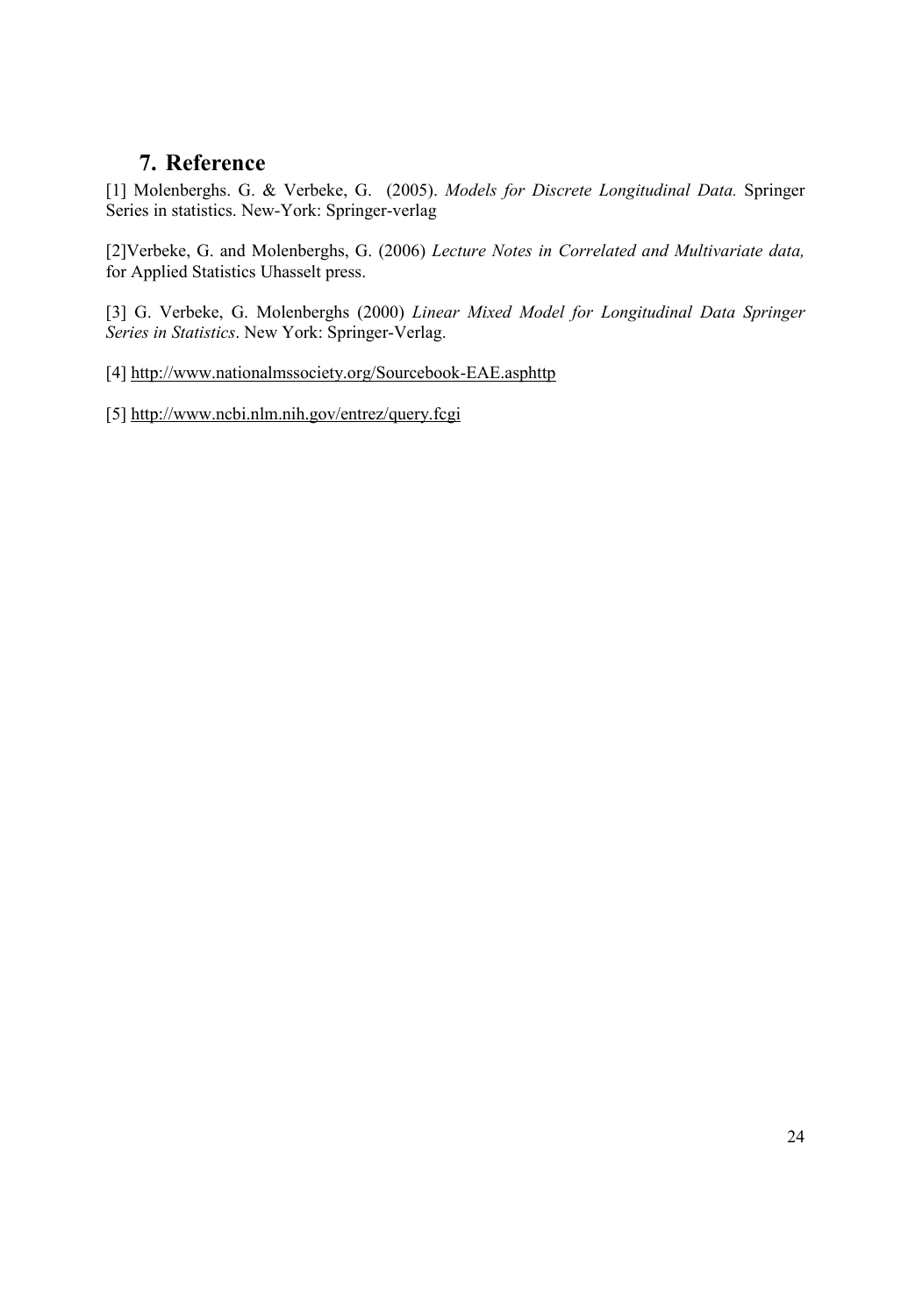## 7. Reference

[1] Molenberghs. G. & Verbeke, G. (2005). *Models for Discrete Longitudinal Data.* Springer Series in statistics. New-York: Springer-verlag

[2]Verbeke, G. and Molenberghs, G. (2006) *Lecture Notes in Correlated and Multivariate data,* for Applied Statistics Uhasselt press.

[3] G. Verbeke, G. Molenberghs (2000) *Linear Mixed Model for Longitudinal Data Springer Series in Statistics*. New York: Springer-Verlag.

[4] http://www.nationalmssociety.org/Sourcebook-EAE.asphttp

[5] http://www.ncbi.nlm.nih.gov/entrez/query.fcgi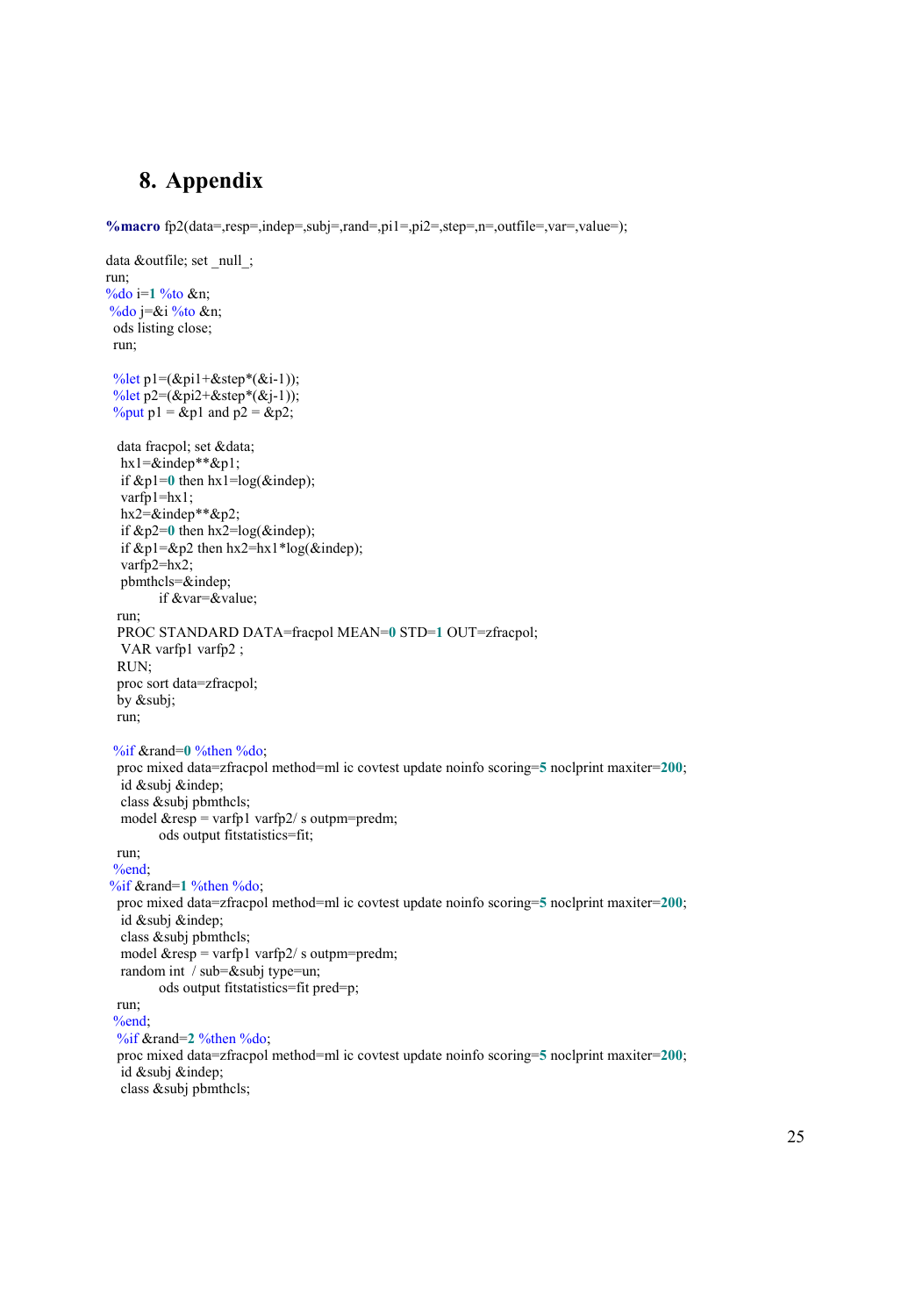# 8. Appendix

```
%macro fp2(data=,resp=,indep=,subj=,rand=,pi1=,pi2=,step=,n=,outfile=,var=,value=);

data &outfile; set _null_;
run;
%do i=1 %to &n;
 %do j=&i %to &n;
  ods listing close;
  run;

  %let p1=(&pi1+&step*(&i-1));
  %let p2=(&pi2+&step*(&j-1));
  %put p1 = &p1 and p2 = &p2;

   data fracpol; set &data;
    hx1=&indep**&p1;
    if &p1=0 then hx1=log(&indep);
    varfp1=hx1;
    hx2=&indep**&p2;
    if &p2=0 then hx2=log(&indep);
    if &p1=&p2 then hx2=hx1*log(&indep);
    varfp2=hx2;
    pbmthcls=&indep;
            if &var=&value;
   run;
   PROC STANDARD DATA=fracpol MEAN=0 STD=1 OUT=zfracpol;
    VAR varfp1 varfp2 ;
   RUN;
   proc sort data=zfracpol;
   by &subj;
   run;

  %if &rand=0 %then %do;
   proc mixed data=zfracpol method=ml ic covtest update noinfo scoring=5 noclprint maxiter=200;
    id &subj &indep;
    class &subj pbmthcls;
    model &resp = varfp1 varfp2/ s outpm=predm;
            ods output fitstatistics=fit;
   run;
  %end;
 %if &rand=1 %then %do;
   proc mixed data=zfracpol method=ml ic covtest update noinfo scoring=5 noclprint maxiter=200;
    id &subj &indep;
    class &subj pbmthcls;
    model &resp = varfp1 varfp2/ s outpm=predm;
    random int  / sub=&subj type=un;
            ods output fitstatistics=fit pred=p;
   run;
  %end;
   %if &rand=2 %then %do;
   proc mixed data=zfracpol method=ml ic covtest update noinfo scoring=5 noclprint maxiter=200;
    id &subj &indep;
    class &subj pbmthcls;
```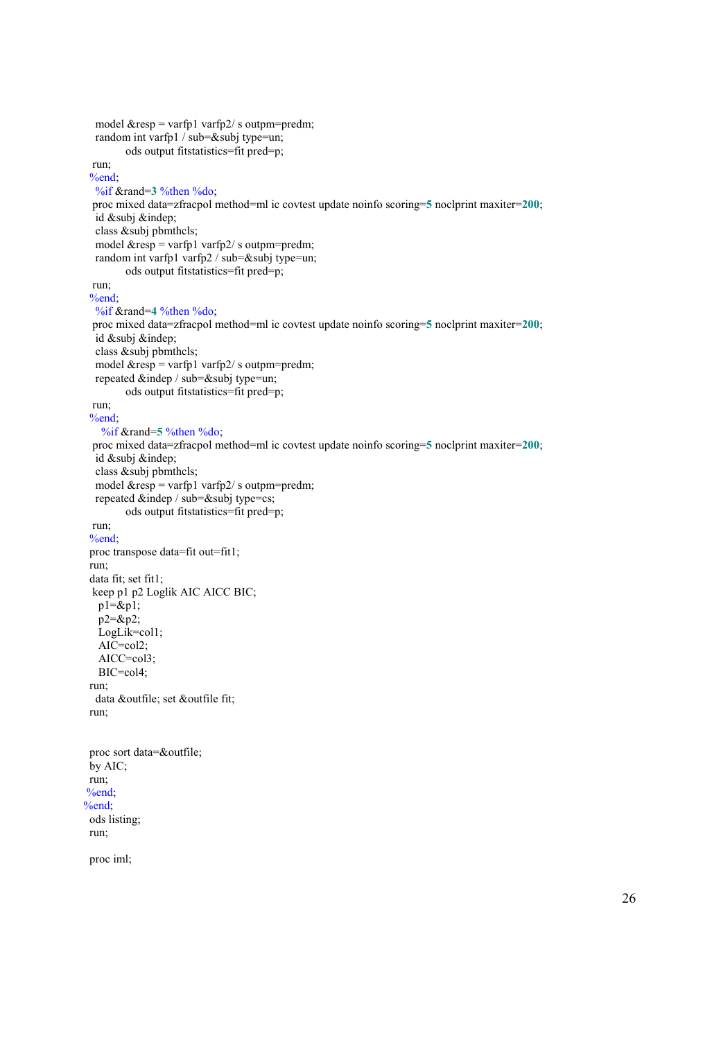```
  model &resp = varfp1 varfp2/ s outpm=predm;
  random int varfp1 / sub=&subj type=un;
          ods output fitstatistics=fit pred=p;
 run;
 %end;
  %if &rand=3 %then %do;
 proc mixed data=zfracpol method=ml ic covtest update noinfo scoring=5 noclprint maxiter=200;
  id &subj &indep;
  class &subj pbmthcls;
  model &resp = varfp1 varfp2/ s outpm=predm;
  random int varfp1 varfp2 / sub=&subj type=un;
          ods output fitstatistics=fit pred=p;
 run;
 %end;
  %if &rand=4 %then %do;
 proc mixed data=zfracpol method=ml ic covtest update noinfo scoring=5 noclprint maxiter=200;
  id &subj &indep;
  class &subj pbmthcls;
  model &resp = varfp1 varfp2/ s outpm=predm;
  repeated &indep / sub=&subj type=un;
          ods output fitstatistics=fit pred=p;
 run;
 %end;
    %if &rand=5 %then %do;
 proc mixed data=zfracpol method=ml ic covtest update noinfo scoring=5 noclprint maxiter=200;
  id &subj &indep;
  class &subj pbmthcls;
  model &resp = varfp1 varfp2/ s outpm=predm;
  repeated &indep / sub=&subj type=cs;
          ods output fitstatistics=fit pred=p;
 run;
 %end;
 proc transpose data=fit out=fit1;
 run;
 data fit; set fit1;
  keep p1 p2 Loglik AIC AICC BIC;
   p1=&p1;
   p2=&p2;
   LogLik=col1;
   AIC=col2;
   AICC=col3;
   BIC=col4;
 run;
  data &outfile; set &outfile fit;
 run;


 proc sort data=&outfile;
 by AIC;
 run;
 %end;
%end;
 ods listing;
 run;

 proc iml;
```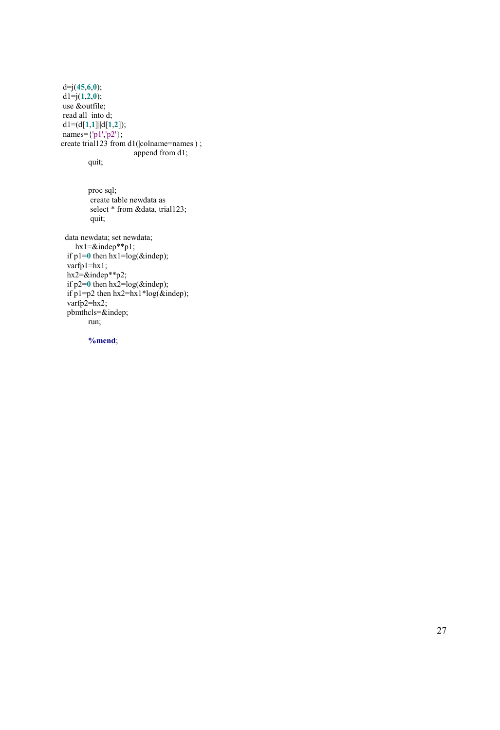```
d=j(45,6,0);
d1=j(1,2,0);
use &outfile;
read all  into d;
d1=(d[1,1]||d[1,2]);
names={'p1','p2'};
create trial123 from d1(|colname=names|) ;
                                append from d1;
            quit;


            proc sql;
             create table newdata as
             select * from &data, trial123;
             quit;

  data newdata; set newdata;
      hx1=&indep**p1;
   if p1=0 then hx1=log(&indep);
   varfp1=hx1;
   hx2=&indep**p2;
   if p2=0 then hx2=log(&indep);
   if p1=p2 then hx2=hx1*log(&indep);
   varfp2=hx2;
   pbmthcls=&indep;
            run;

            %mend;
```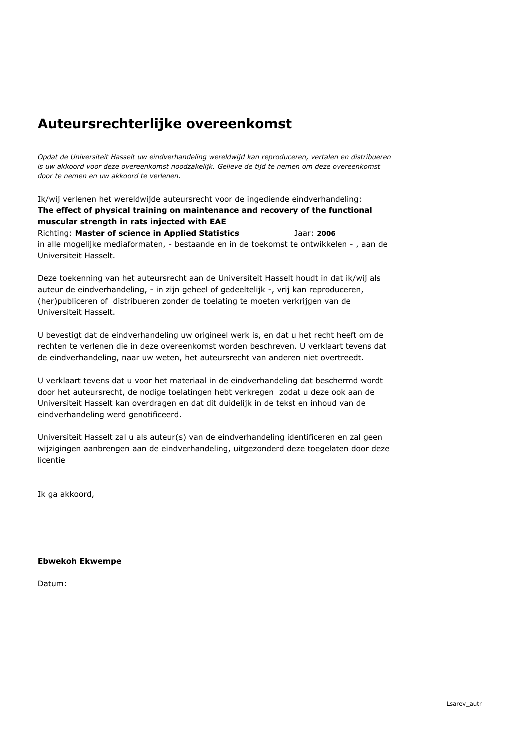# Auteursrechterlijke overeenkomst

*Opdat de Universiteit Hasselt uw eindverhandeling wereldwijd kan reproduceren, vertalen en distribueren is uw akkoord voor deze overeenkomst noodzakelijk. Gelieve de tijd te nemen om deze overeenkomst door te nemen en uw akkoord te verlenen.*

Ik/wij verlenen het wereldwijde auteursrecht voor de ingediende eindverhandeling:
**The effect of physical training on maintenance and recovery of the functional muscular strength in rats injected with EAE**
Richting: **Master of science in Applied Statistics** Jaar: **2006**
in alle mogelijke mediaformaten, - bestaande en in de toekomst te ontwikkelen - , aan de Universiteit Hasselt.

Deze toekenning van het auteursrecht aan de Universiteit Hasselt houdt in dat ik/wij als auteur de eindverhandeling, - in zijn geheel of gedeeltelijk -, vrij kan reproduceren, (her)publiceren of distribueren zonder de toelating te moeten verkrijgen van de Universiteit Hasselt.

U bevestigt dat de eindverhandeling uw origineel werk is, en dat u het recht heeft om de rechten te verlenen die in deze overeenkomst worden beschreven. U verklaart tevens dat de eindverhandeling, naar uw weten, het auteursrecht van anderen niet overtreedt.

U verklaart tevens dat u voor het materiaal in de eindverhandeling dat beschermd wordt door het auteursrecht, de nodige toelatingen hebt verkregen zodat u deze ook aan de Universiteit Hasselt kan overdragen en dat dit duidelijk in de tekst en inhoud van de eindverhandeling werd genotificeerd.

Universiteit Hasselt zal u als auteur(s) van de eindverhandeling identificeren en zal geen wijzigingen aanbrengen aan de eindverhandeling, uitgezonderd deze toegelaten door deze licentie

Ik ga akkoord,

**Ebwekoh Ekwempe**

Datum:

Lsarev_autr